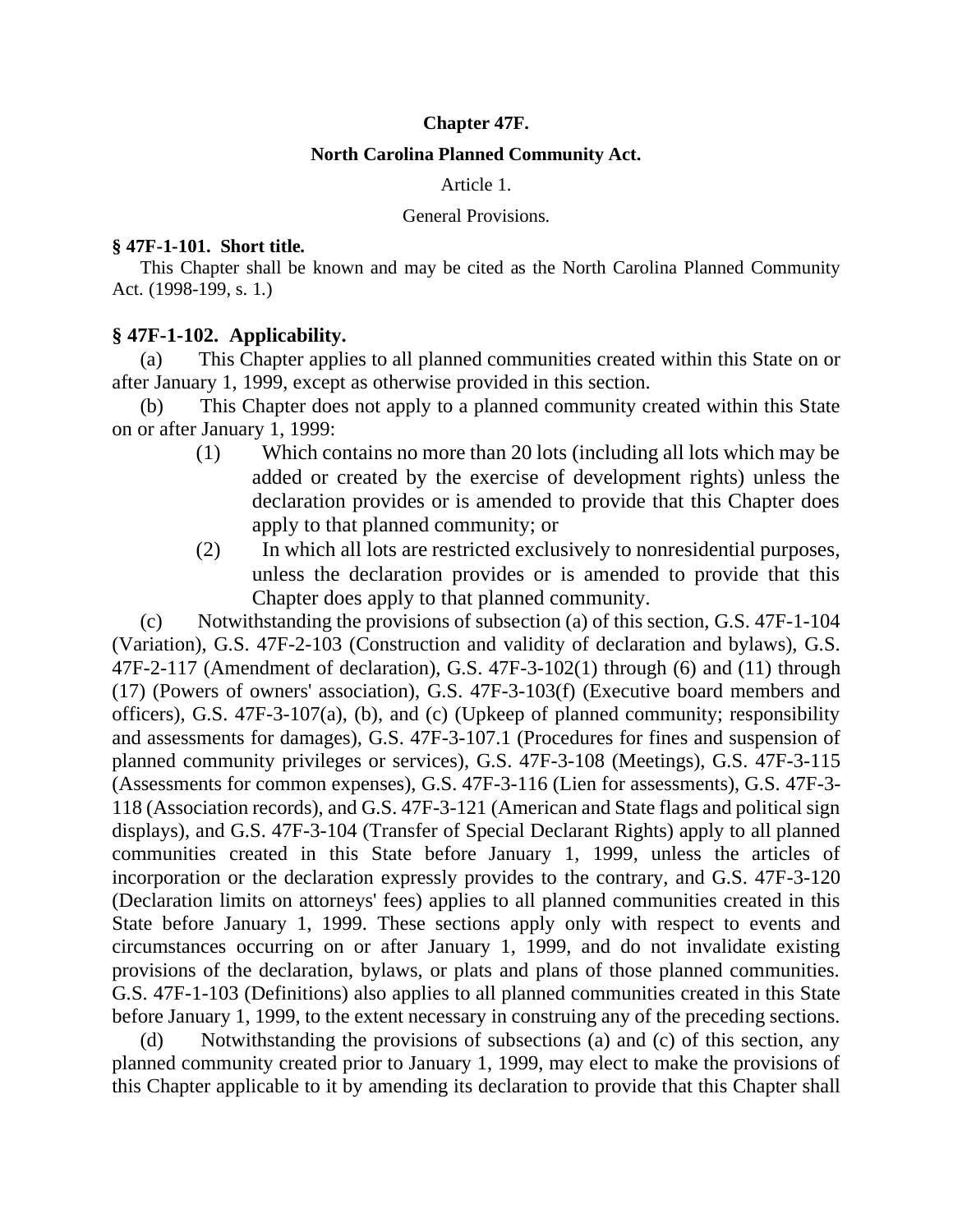**Chapter 47F.**

**North Carolina Planned Community Act.**

Article 1.

General Provisions.

**§ 47F-1-101. Short title.**

This Chapter shall be known and may be cited as the North Carolina Planned Community Act. (1998-199, s. 1.)

**§ 47F-1-102. Applicability.**

(a) This Chapter applies to all planned communities created within this State on or after January 1, 1999, except as otherwise provided in this section.

(b) This Chapter does not apply to a planned community created within this State on or after January 1, 1999:

(1) Which contains no more than 20 lots (including all lots which may be added or created by the exercise of development rights) unless the declaration provides or is amended to provide that this Chapter does apply to that planned community; or

(2) In which all lots are restricted exclusively to nonresidential purposes, unless the declaration provides or is amended to provide that this Chapter does apply to that planned community.

(c) Notwithstanding the provisions of subsection (a) of this section, G.S. 47F-1-104 (Variation), G.S. 47F-2-103 (Construction and validity of declaration and bylaws), G.S. 47F-2-117 (Amendment of declaration), G.S. 47F-3-102(1) through (6) and (11) through (17) (Powers of owners' association), G.S. 47F-3-103(f) (Executive board members and officers), G.S. 47F-3-107(a), (b), and (c) (Upkeep of planned community; responsibility and assessments for damages), G.S. 47F-3-107.1 (Procedures for fines and suspension of planned community privileges or services), G.S. 47F-3-108 (Meetings), G.S. 47F-3-115 (Assessments for common expenses), G.S. 47F-3-116 (Lien for assessments), G.S. 47F-3-118 (Association records), and G.S. 47F-3-121 (American and State flags and political sign displays), and G.S. 47F-3-104 (Transfer of Special Declarant Rights) apply to all planned communities created in this State before January 1, 1999, unless the articles of incorporation or the declaration expressly provides to the contrary, and G.S. 47F-3-120 (Declaration limits on attorneys' fees) applies to all planned communities created in this State before January 1, 1999. These sections apply only with respect to events and circumstances occurring on or after January 1, 1999, and do not invalidate existing provisions of the declaration, bylaws, or plats and plans of those planned communities. G.S. 47F-1-103 (Definitions) also applies to all planned communities created in this State before January 1, 1999, to the extent necessary in construing any of the preceding sections.

(d) Notwithstanding the provisions of subsections (a) and (c) of this section, any planned community created prior to January 1, 1999, may elect to make the provisions of this Chapter applicable to it by amending its declaration to provide that this Chapter shall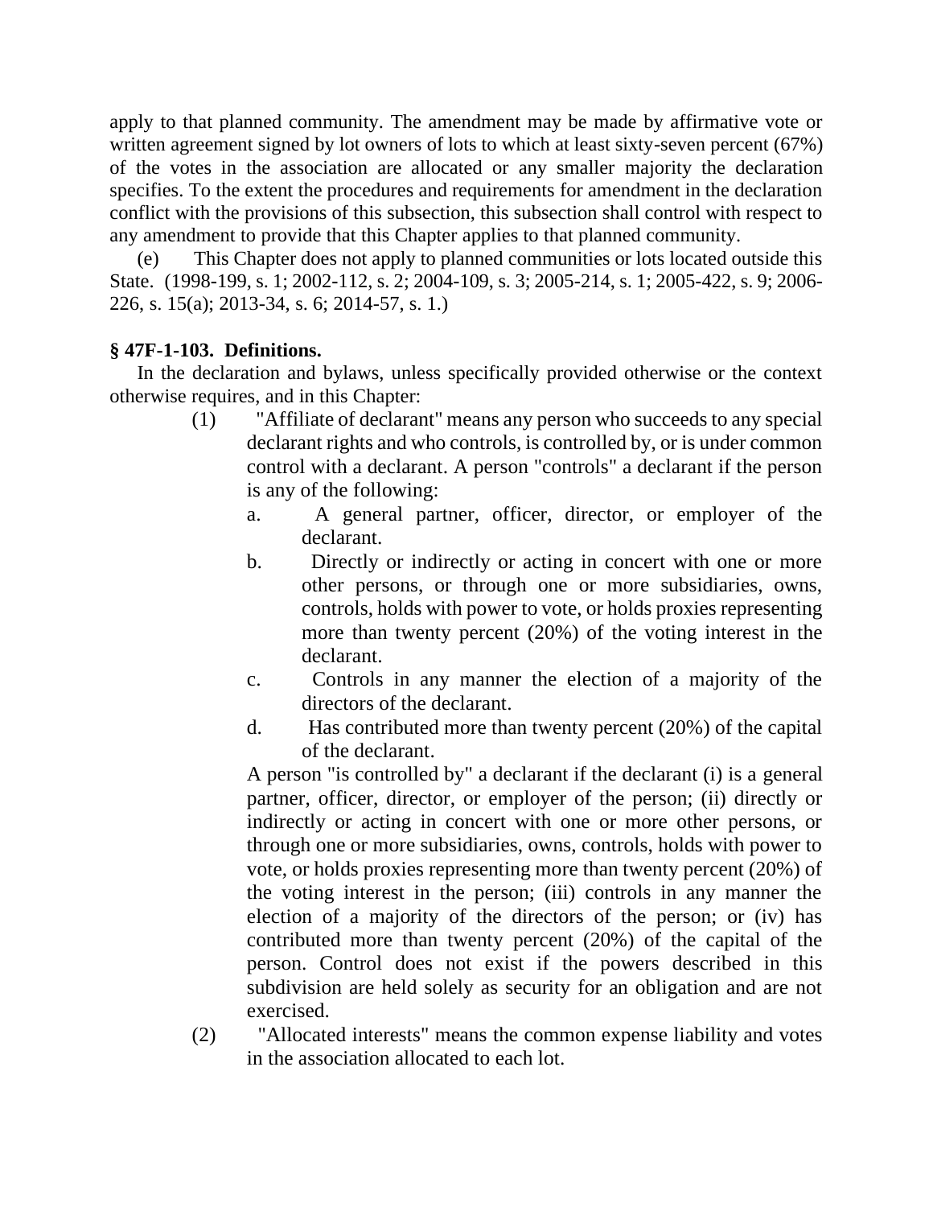apply to that planned community. The amendment may be made by affirmative vote or written agreement signed by lot owners of lots to which at least sixty-seven percent (67%) of the votes in the association are allocated or any smaller majority the declaration specifies. To the extent the procedures and requirements for amendment in the declaration conflict with the provisions of this subsection, this subsection shall control with respect to any amendment to provide that this Chapter applies to that planned community.

(e) This Chapter does not apply to planned communities or lots located outside this State. (1998-199, s. 1; 2002-112, s. 2; 2004-109, s. 3; 2005-214, s. 1; 2005-422, s. 9; 2006-226, s. 15(a); 2013-34, s. 6; 2014-57, s. 1.)

**§ 47F-1-103. Definitions.**

In the declaration and bylaws, unless specifically provided otherwise or the context otherwise requires, and in this Chapter:

(1) "Affiliate of declarant" means any person who succeeds to any special declarant rights and who controls, is controlled by, or is under common control with a declarant. A person "controls" a declarant if the person is any of the following:

a. A general partner, officer, director, or employer of the declarant.

b. Directly or indirectly or acting in concert with one or more other persons, or through one or more subsidiaries, owns, controls, holds with power to vote, or holds proxies representing more than twenty percent (20%) of the voting interest in the declarant.

c. Controls in any manner the election of a majority of the directors of the declarant.

d. Has contributed more than twenty percent (20%) of the capital of the declarant.

A person "is controlled by" a declarant if the declarant (i) is a general partner, officer, director, or employer of the person; (ii) directly or indirectly or acting in concert with one or more other persons, or through one or more subsidiaries, owns, controls, holds with power to vote, or holds proxies representing more than twenty percent (20%) of the voting interest in the person; (iii) controls in any manner the election of a majority of the directors of the person; or (iv) has contributed more than twenty percent (20%) of the capital of the person. Control does not exist if the powers described in this subdivision are held solely as security for an obligation and are not exercised.

(2) "Allocated interests" means the common expense liability and votes in the association allocated to each lot.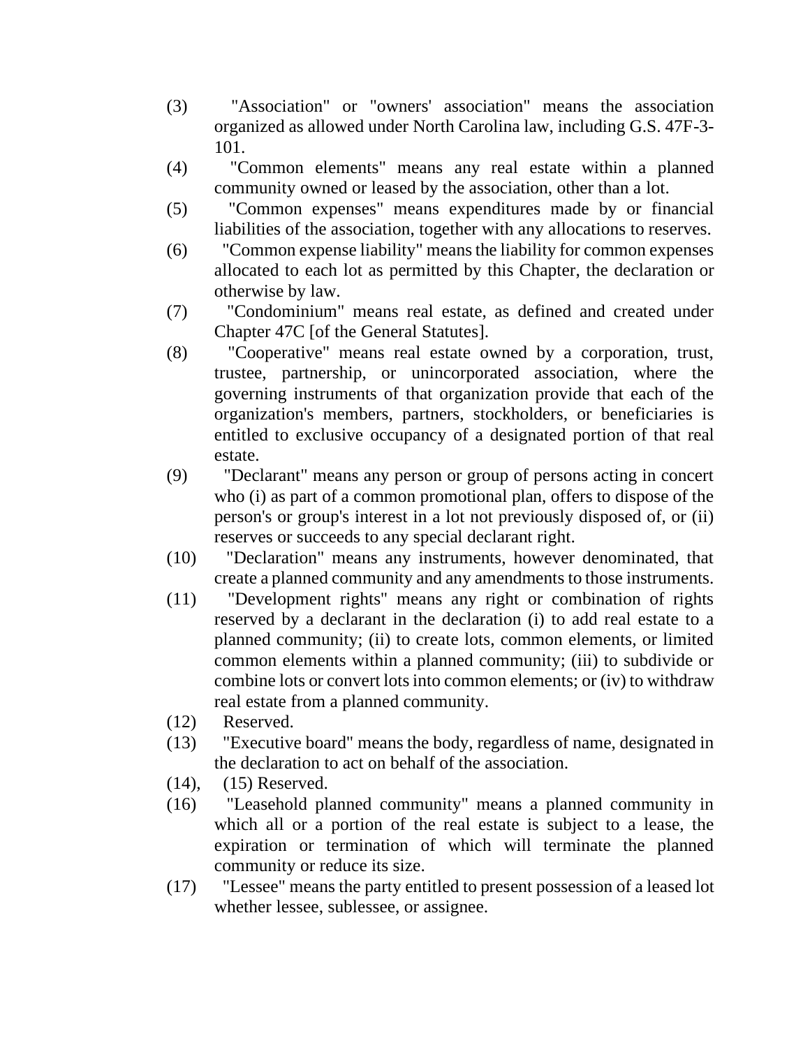(3) "Association" or "owners' association" means the association organized as allowed under North Carolina law, including G.S. 47F-3-101.

(4) "Common elements" means any real estate within a planned community owned or leased by the association, other than a lot.

(5) "Common expenses" means expenditures made by or financial liabilities of the association, together with any allocations to reserves.

(6) "Common expense liability" means the liability for common expenses allocated to each lot as permitted by this Chapter, the declaration or otherwise by law.

(7) "Condominium" means real estate, as defined and created under Chapter 47C [of the General Statutes].

(8) "Cooperative" means real estate owned by a corporation, trust, trustee, partnership, or unincorporated association, where the governing instruments of that organization provide that each of the organization's members, partners, stockholders, or beneficiaries is entitled to exclusive occupancy of a designated portion of that real estate.

(9) "Declarant" means any person or group of persons acting in concert who (i) as part of a common promotional plan, offers to dispose of the person's or group's interest in a lot not previously disposed of, or (ii) reserves or succeeds to any special declarant right.

(10) "Declaration" means any instruments, however denominated, that create a planned community and any amendments to those instruments.

(11) "Development rights" means any right or combination of rights reserved by a declarant in the declaration (i) to add real estate to a planned community; (ii) to create lots, common elements, or limited common elements within a planned community; (iii) to subdivide or combine lots or convert lots into common elements; or (iv) to withdraw real estate from a planned community.

(12) Reserved.

(13) "Executive board" means the body, regardless of name, designated in the declaration to act on behalf of the association.

(14), (15) Reserved.

(16) "Leasehold planned community" means a planned community in which all or a portion of the real estate is subject to a lease, the expiration or termination of which will terminate the planned community or reduce its size.

(17) "Lessee" means the party entitled to present possession of a leased lot whether lessee, sublessee, or assignee.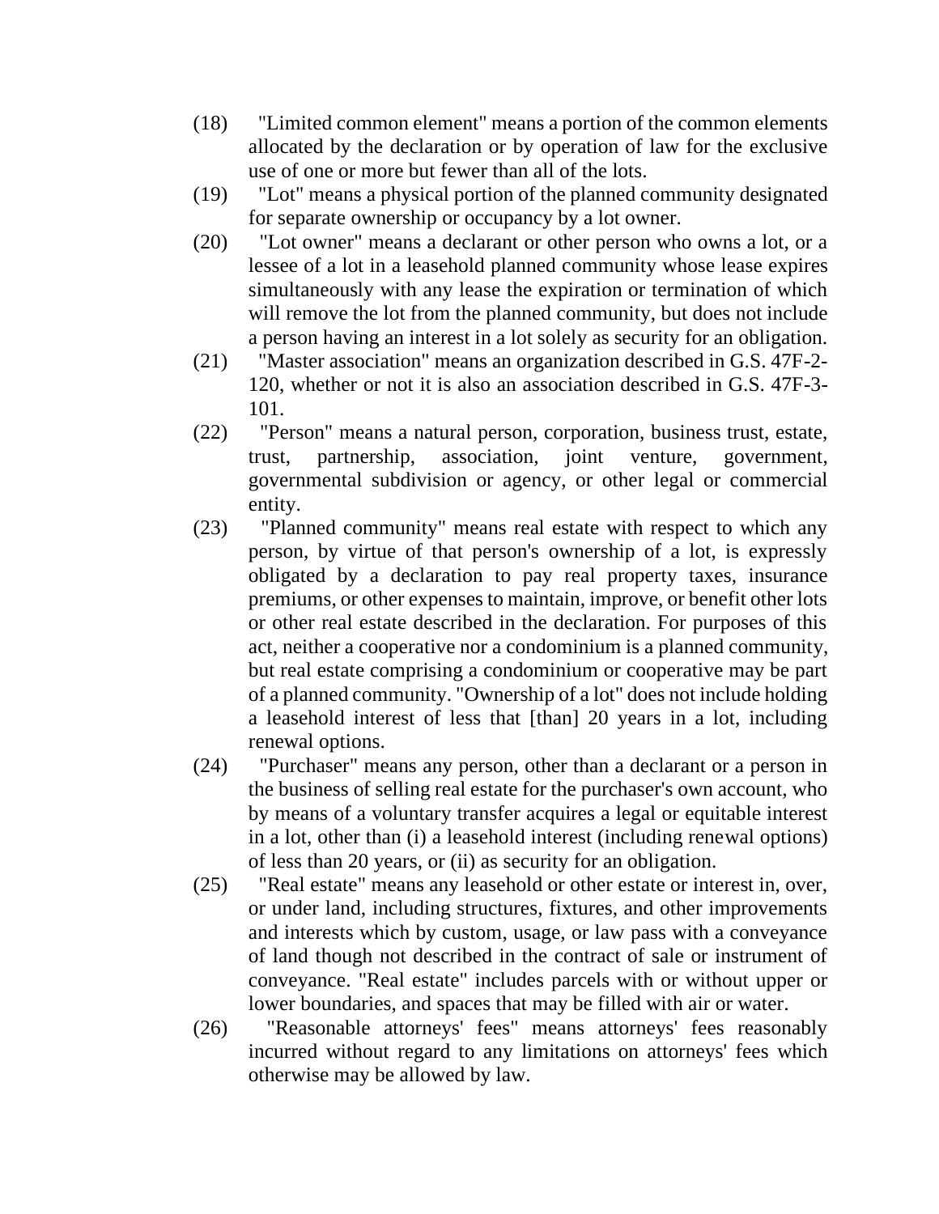(18) "Limited common element" means a portion of the common elements allocated by the declaration or by operation of law for the exclusive use of one or more but fewer than all of the lots.

(19) "Lot" means a physical portion of the planned community designated for separate ownership or occupancy by a lot owner.

(20) "Lot owner" means a declarant or other person who owns a lot, or a lessee of a lot in a leasehold planned community whose lease expires simultaneously with any lease the expiration or termination of which will remove the lot from the planned community, but does not include a person having an interest in a lot solely as security for an obligation.

(21) "Master association" means an organization described in G.S. 47F-2-120, whether or not it is also an association described in G.S. 47F-3-101.

(22) "Person" means a natural person, corporation, business trust, estate, trust, partnership, association, joint venture, government, governmental subdivision or agency, or other legal or commercial entity.

(23) "Planned community" means real estate with respect to which any person, by virtue of that person's ownership of a lot, is expressly obligated by a declaration to pay real property taxes, insurance premiums, or other expenses to maintain, improve, or benefit other lots or other real estate described in the declaration. For purposes of this act, neither a cooperative nor a condominium is a planned community, but real estate comprising a condominium or cooperative may be part of a planned community. "Ownership of a lot" does not include holding a leasehold interest of less that [than] 20 years in a lot, including renewal options.

(24) "Purchaser" means any person, other than a declarant or a person in the business of selling real estate for the purchaser's own account, who by means of a voluntary transfer acquires a legal or equitable interest in a lot, other than (i) a leasehold interest (including renewal options) of less than 20 years, or (ii) as security for an obligation.

(25) "Real estate" means any leasehold or other estate or interest in, over, or under land, including structures, fixtures, and other improvements and interests which by custom, usage, or law pass with a conveyance of land though not described in the contract of sale or instrument of conveyance. "Real estate" includes parcels with or without upper or lower boundaries, and spaces that may be filled with air or water.

(26) "Reasonable attorneys' fees" means attorneys' fees reasonably incurred without regard to any limitations on attorneys' fees which otherwise may be allowed by law.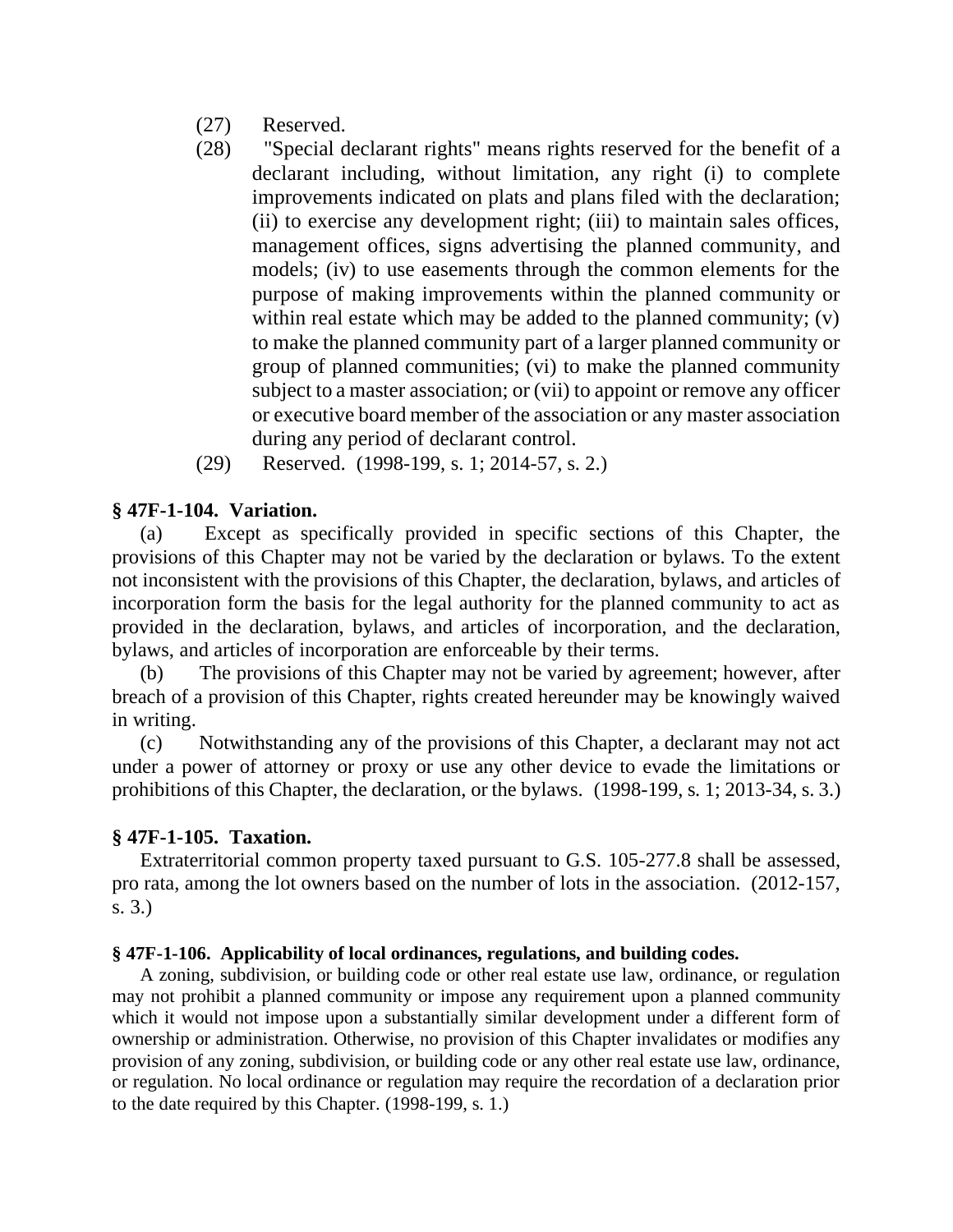(27) Reserved.

(28) "Special declarant rights" means rights reserved for the benefit of a declarant including, without limitation, any right (i) to complete improvements indicated on plats and plans filed with the declaration; (ii) to exercise any development right; (iii) to maintain sales offices, management offices, signs advertising the planned community, and models; (iv) to use easements through the common elements for the purpose of making improvements within the planned community or within real estate which may be added to the planned community; (v) to make the planned community part of a larger planned community or group of planned communities; (vi) to make the planned community subject to a master association; or (vii) to appoint or remove any officer or executive board member of the association or any master association during any period of declarant control.

(29) Reserved. (1998-199, s. 1; 2014-57, s. 2.)

**§ 47F-1-104. Variation.**

(a) Except as specifically provided in specific sections of this Chapter, the provisions of this Chapter may not be varied by the declaration or bylaws. To the extent not inconsistent with the provisions of this Chapter, the declaration, bylaws, and articles of incorporation form the basis for the legal authority for the planned community to act as provided in the declaration, bylaws, and articles of incorporation, and the declaration, bylaws, and articles of incorporation are enforceable by their terms.

(b) The provisions of this Chapter may not be varied by agreement; however, after breach of a provision of this Chapter, rights created hereunder may be knowingly waived in writing.

(c) Notwithstanding any of the provisions of this Chapter, a declarant may not act under a power of attorney or proxy or use any other device to evade the limitations or prohibitions of this Chapter, the declaration, or the bylaws. (1998-199, s. 1; 2013-34, s. 3.)

**§ 47F-1-105. Taxation.**

Extraterritorial common property taxed pursuant to G.S. 105-277.8 shall be assessed, pro rata, among the lot owners based on the number of lots in the association. (2012-157, s. 3.)

**§ 47F-1-106. Applicability of local ordinances, regulations, and building codes.**

A zoning, subdivision, or building code or other real estate use law, ordinance, or regulation may not prohibit a planned community or impose any requirement upon a planned community which it would not impose upon a substantially similar development under a different form of ownership or administration. Otherwise, no provision of this Chapter invalidates or modifies any provision of any zoning, subdivision, or building code or any other real estate use law, ordinance, or regulation. No local ordinance or regulation may require the recordation of a declaration prior to the date required by this Chapter. (1998-199, s. 1.)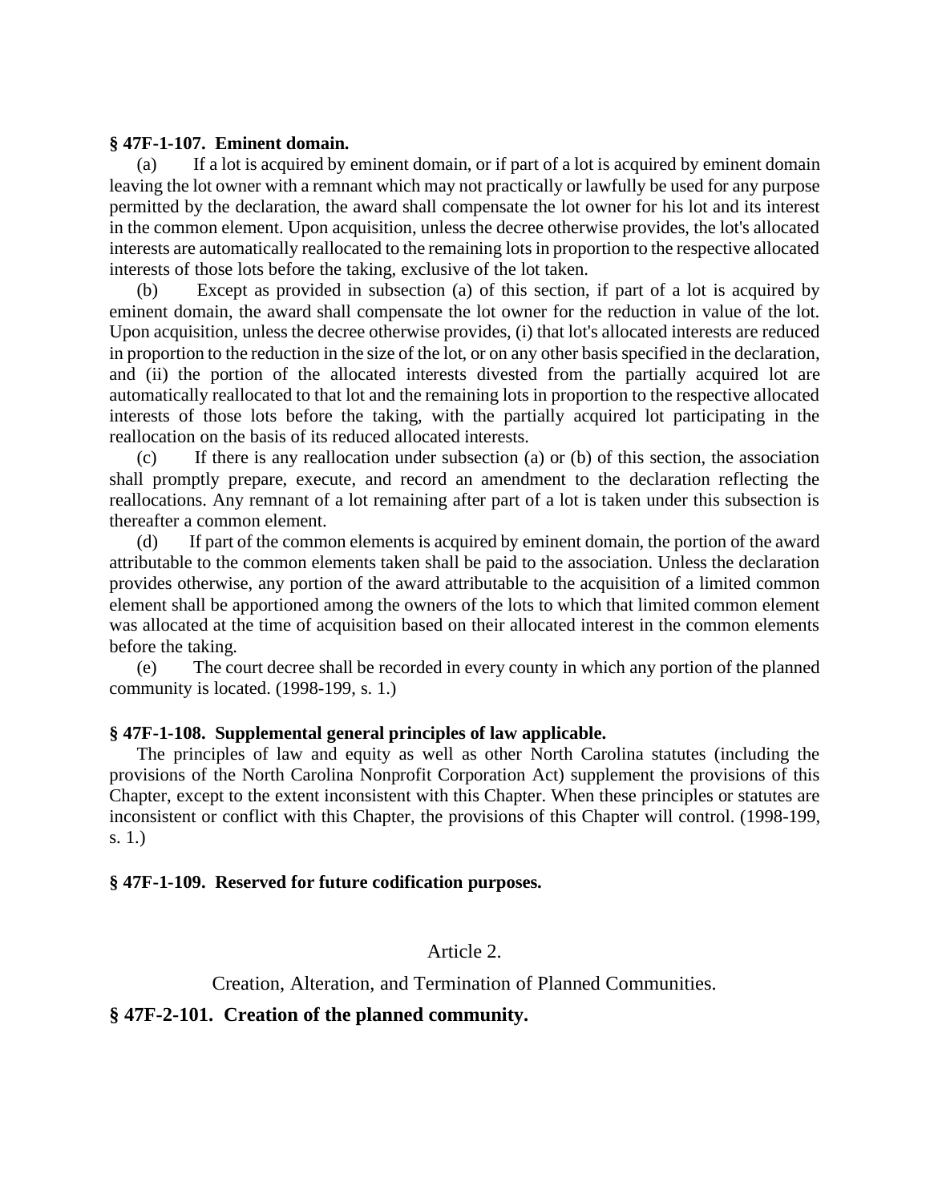**§ 47F-1-107. Eminent domain.**

(a) If a lot is acquired by eminent domain, or if part of a lot is acquired by eminent domain leaving the lot owner with a remnant which may not practically or lawfully be used for any purpose permitted by the declaration, the award shall compensate the lot owner for his lot and its interest in the common element. Upon acquisition, unless the decree otherwise provides, the lot's allocated interests are automatically reallocated to the remaining lots in proportion to the respective allocated interests of those lots before the taking, exclusive of the lot taken.

(b) Except as provided in subsection (a) of this section, if part of a lot is acquired by eminent domain, the award shall compensate the lot owner for the reduction in value of the lot. Upon acquisition, unless the decree otherwise provides, (i) that lot's allocated interests are reduced in proportion to the reduction in the size of the lot, or on any other basis specified in the declaration, and (ii) the portion of the allocated interests divested from the partially acquired lot are automatically reallocated to that lot and the remaining lots in proportion to the respective allocated interests of those lots before the taking, with the partially acquired lot participating in the reallocation on the basis of its reduced allocated interests.

(c) If there is any reallocation under subsection (a) or (b) of this section, the association shall promptly prepare, execute, and record an amendment to the declaration reflecting the reallocations. Any remnant of a lot remaining after part of a lot is taken under this subsection is thereafter a common element.

(d) If part of the common elements is acquired by eminent domain, the portion of the award attributable to the common elements taken shall be paid to the association. Unless the declaration provides otherwise, any portion of the award attributable to the acquisition of a limited common element shall be apportioned among the owners of the lots to which that limited common element was allocated at the time of acquisition based on their allocated interest in the common elements before the taking.

(e) The court decree shall be recorded in every county in which any portion of the planned community is located. (1998-199, s. 1.)

**§ 47F-1-108. Supplemental general principles of law applicable.**

The principles of law and equity as well as other North Carolina statutes (including the provisions of the North Carolina Nonprofit Corporation Act) supplement the provisions of this Chapter, except to the extent inconsistent with this Chapter. When these principles or statutes are inconsistent or conflict with this Chapter, the provisions of this Chapter will control. (1998-199, s. 1.)

**§ 47F-1-109. Reserved for future codification purposes.**

## Article 2.

## Creation, Alteration, and Termination of Planned Communities.

### § 47F-2-101. Creation of the planned community.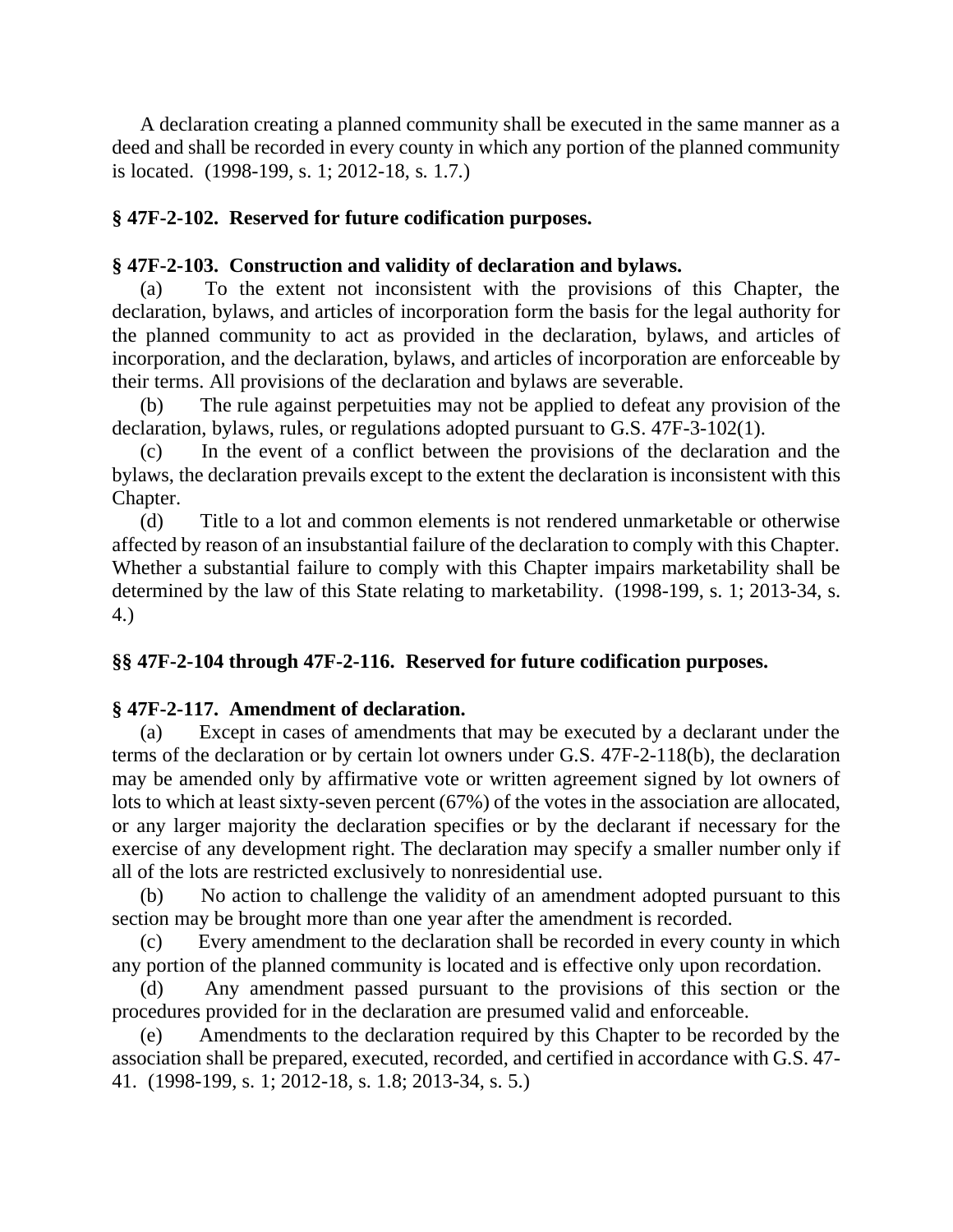A declaration creating a planned community shall be executed in the same manner as a deed and shall be recorded in every county in which any portion of the planned community is located. (1998-199, s. 1; 2012-18, s. 1.7.)

**§ 47F-2-102. Reserved for future codification purposes.**

**§ 47F-2-103. Construction and validity of declaration and bylaws.**

(a) To the extent not inconsistent with the provisions of this Chapter, the declaration, bylaws, and articles of incorporation form the basis for the legal authority for the planned community to act as provided in the declaration, bylaws, and articles of incorporation, and the declaration, bylaws, and articles of incorporation are enforceable by their terms. All provisions of the declaration and bylaws are severable.

(b) The rule against perpetuities may not be applied to defeat any provision of the declaration, bylaws, rules, or regulations adopted pursuant to G.S. 47F-3-102(1).

(c) In the event of a conflict between the provisions of the declaration and the bylaws, the declaration prevails except to the extent the declaration is inconsistent with this Chapter.

(d) Title to a lot and common elements is not rendered unmarketable or otherwise affected by reason of an insubstantial failure of the declaration to comply with this Chapter. Whether a substantial failure to comply with this Chapter impairs marketability shall be determined by the law of this State relating to marketability. (1998-199, s. 1; 2013-34, s. 4.)

**§§ 47F-2-104 through 47F-2-116. Reserved for future codification purposes.**

**§ 47F-2-117. Amendment of declaration.**

(a) Except in cases of amendments that may be executed by a declarant under the terms of the declaration or by certain lot owners under G.S. 47F-2-118(b), the declaration may be amended only by affirmative vote or written agreement signed by lot owners of lots to which at least sixty-seven percent (67%) of the votes in the association are allocated, or any larger majority the declaration specifies or by the declarant if necessary for the exercise of any development right. The declaration may specify a smaller number only if all of the lots are restricted exclusively to nonresidential use.

(b) No action to challenge the validity of an amendment adopted pursuant to this section may be brought more than one year after the amendment is recorded.

(c) Every amendment to the declaration shall be recorded in every county in which any portion of the planned community is located and is effective only upon recordation.

(d) Any amendment passed pursuant to the provisions of this section or the procedures provided for in the declaration are presumed valid and enforceable.

(e) Amendments to the declaration required by this Chapter to be recorded by the association shall be prepared, executed, recorded, and certified in accordance with G.S. 47-41. (1998-199, s. 1; 2012-18, s. 1.8; 2013-34, s. 5.)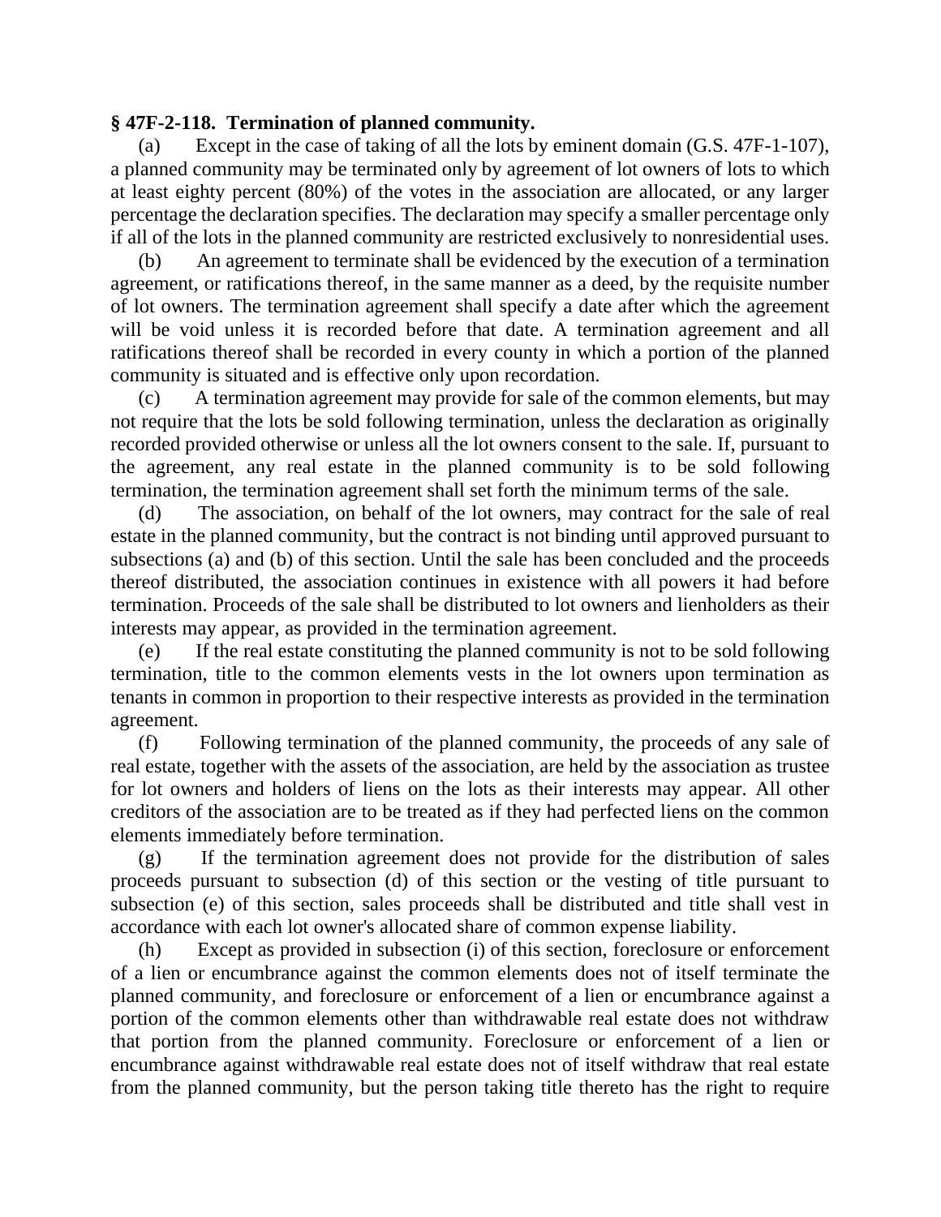**§ 47F-2-118. Termination of planned community.**

(a) Except in the case of taking of all the lots by eminent domain (G.S. 47F-1-107), a planned community may be terminated only by agreement of lot owners of lots to which at least eighty percent (80%) of the votes in the association are allocated, or any larger percentage the declaration specifies. The declaration may specify a smaller percentage only if all of the lots in the planned community are restricted exclusively to nonresidential uses.

(b) An agreement to terminate shall be evidenced by the execution of a termination agreement, or ratifications thereof, in the same manner as a deed, by the requisite number of lot owners. The termination agreement shall specify a date after which the agreement will be void unless it is recorded before that date. A termination agreement and all ratifications thereof shall be recorded in every county in which a portion of the planned community is situated and is effective only upon recordation.

(c) A termination agreement may provide for sale of the common elements, but may not require that the lots be sold following termination, unless the declaration as originally recorded provided otherwise or unless all the lot owners consent to the sale. If, pursuant to the agreement, any real estate in the planned community is to be sold following termination, the termination agreement shall set forth the minimum terms of the sale.

(d) The association, on behalf of the lot owners, may contract for the sale of real estate in the planned community, but the contract is not binding until approved pursuant to subsections (a) and (b) of this section. Until the sale has been concluded and the proceeds thereof distributed, the association continues in existence with all powers it had before termination. Proceeds of the sale shall be distributed to lot owners and lienholders as their interests may appear, as provided in the termination agreement.

(e) If the real estate constituting the planned community is not to be sold following termination, title to the common elements vests in the lot owners upon termination as tenants in common in proportion to their respective interests as provided in the termination agreement.

(f) Following termination of the planned community, the proceeds of any sale of real estate, together with the assets of the association, are held by the association as trustee for lot owners and holders of liens on the lots as their interests may appear. All other creditors of the association are to be treated as if they had perfected liens on the common elements immediately before termination.

(g) If the termination agreement does not provide for the distribution of sales proceeds pursuant to subsection (d) of this section or the vesting of title pursuant to subsection (e) of this section, sales proceeds shall be distributed and title shall vest in accordance with each lot owner's allocated share of common expense liability.

(h) Except as provided in subsection (i) of this section, foreclosure or enforcement of a lien or encumbrance against the common elements does not of itself terminate the planned community, and foreclosure or enforcement of a lien or encumbrance against a portion of the common elements other than withdrawable real estate does not withdraw that portion from the planned community. Foreclosure or enforcement of a lien or encumbrance against withdrawable real estate does not of itself withdraw that real estate from the planned community, but the person taking title thereto has the right to require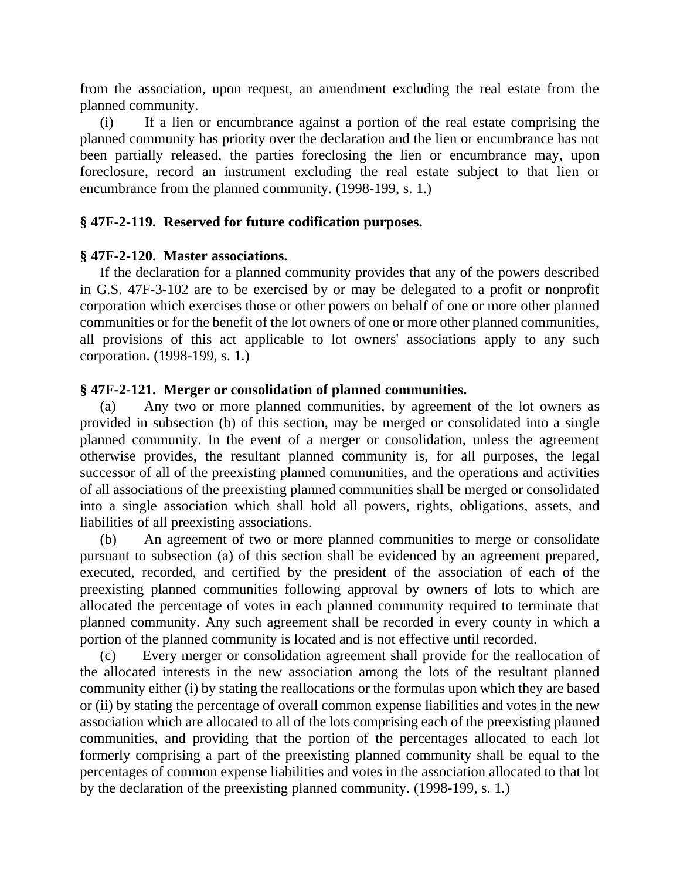from the association, upon request, an amendment excluding the real estate from the planned community.

(i) If a lien or encumbrance against a portion of the real estate comprising the planned community has priority over the declaration and the lien or encumbrance has not been partially released, the parties foreclosing the lien or encumbrance may, upon foreclosure, record an instrument excluding the real estate subject to that lien or encumbrance from the planned community. (1998-199, s. 1.)

**§ 47F-2-119. Reserved for future codification purposes.**

**§ 47F-2-120. Master associations.**

If the declaration for a planned community provides that any of the powers described in G.S. 47F-3-102 are to be exercised by or may be delegated to a profit or nonprofit corporation which exercises those or other powers on behalf of one or more other planned communities or for the benefit of the lot owners of one or more other planned communities, all provisions of this act applicable to lot owners' associations apply to any such corporation. (1998-199, s. 1.)

**§ 47F-2-121. Merger or consolidation of planned communities.**

(a) Any two or more planned communities, by agreement of the lot owners as provided in subsection (b) of this section, may be merged or consolidated into a single planned community. In the event of a merger or consolidation, unless the agreement otherwise provides, the resultant planned community is, for all purposes, the legal successor of all of the preexisting planned communities, and the operations and activities of all associations of the preexisting planned communities shall be merged or consolidated into a single association which shall hold all powers, rights, obligations, assets, and liabilities of all preexisting associations.

(b) An agreement of two or more planned communities to merge or consolidate pursuant to subsection (a) of this section shall be evidenced by an agreement prepared, executed, recorded, and certified by the president of the association of each of the preexisting planned communities following approval by owners of lots to which are allocated the percentage of votes in each planned community required to terminate that planned community. Any such agreement shall be recorded in every county in which a portion of the planned community is located and is not effective until recorded.

(c) Every merger or consolidation agreement shall provide for the reallocation of the allocated interests in the new association among the lots of the resultant planned community either (i) by stating the reallocations or the formulas upon which they are based or (ii) by stating the percentage of overall common expense liabilities and votes in the new association which are allocated to all of the lots comprising each of the preexisting planned communities, and providing that the portion of the percentages allocated to each lot formerly comprising a part of the preexisting planned community shall be equal to the percentages of common expense liabilities and votes in the association allocated to that lot by the declaration of the preexisting planned community. (1998-199, s. 1.)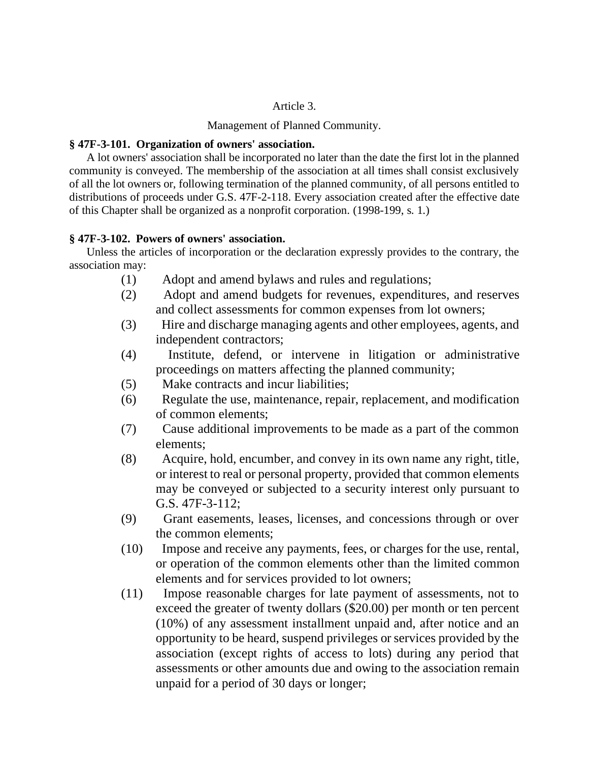Article 3.

Management of Planned Community.

**§ 47F-3-101. Organization of owners' association.**

A lot owners' association shall be incorporated no later than the date the first lot in the planned community is conveyed. The membership of the association at all times shall consist exclusively of all the lot owners or, following termination of the planned community, of all persons entitled to distributions of proceeds under G.S. 47F-2-118. Every association created after the effective date of this Chapter shall be organized as a nonprofit corporation. (1998-199, s. 1.)

**§ 47F-3-102. Powers of owners' association.**

Unless the articles of incorporation or the declaration expressly provides to the contrary, the association may:

(1) Adopt and amend bylaws and rules and regulations;

(2) Adopt and amend budgets for revenues, expenditures, and reserves and collect assessments for common expenses from lot owners;

(3) Hire and discharge managing agents and other employees, agents, and independent contractors;

(4) Institute, defend, or intervene in litigation or administrative proceedings on matters affecting the planned community;

(5) Make contracts and incur liabilities;

(6) Regulate the use, maintenance, repair, replacement, and modification of common elements;

(7) Cause additional improvements to be made as a part of the common elements;

(8) Acquire, hold, encumber, and convey in its own name any right, title, or interest to real or personal property, provided that common elements may be conveyed or subjected to a security interest only pursuant to G.S. 47F-3-112;

(9) Grant easements, leases, licenses, and concessions through or over the common elements;

(10) Impose and receive any payments, fees, or charges for the use, rental, or operation of the common elements other than the limited common elements and for services provided to lot owners;

(11) Impose reasonable charges for late payment of assessments, not to exceed the greater of twenty dollars ($20.00) per month or ten percent (10%) of any assessment installment unpaid and, after notice and an opportunity to be heard, suspend privileges or services provided by the association (except rights of access to lots) during any period that assessments or other amounts due and owing to the association remain unpaid for a period of 30 days or longer;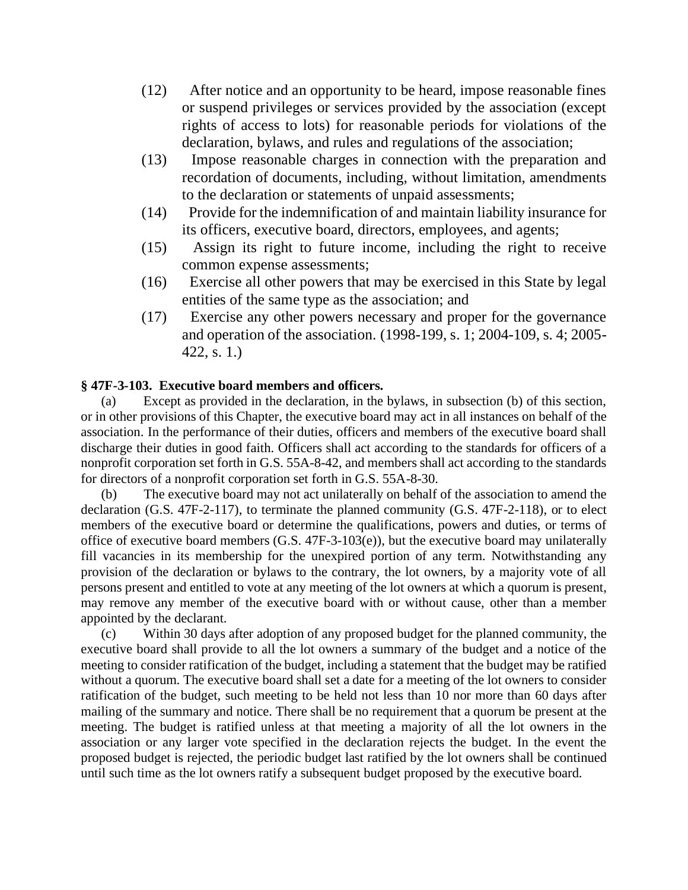(12) After notice and an opportunity to be heard, impose reasonable fines or suspend privileges or services provided by the association (except rights of access to lots) for reasonable periods for violations of the declaration, bylaws, and rules and regulations of the association;

(13) Impose reasonable charges in connection with the preparation and recordation of documents, including, without limitation, amendments to the declaration or statements of unpaid assessments;

(14) Provide for the indemnification of and maintain liability insurance for its officers, executive board, directors, employees, and agents;

(15) Assign its right to future income, including the right to receive common expense assessments;

(16) Exercise all other powers that may be exercised in this State by legal entities of the same type as the association; and

(17) Exercise any other powers necessary and proper for the governance and operation of the association. (1998-199, s. 1; 2004-109, s. 4; 2005-422, s. 1.)

**§ 47F-3-103. Executive board members and officers.**

(a) Except as provided in the declaration, in the bylaws, in subsection (b) of this section, or in other provisions of this Chapter, the executive board may act in all instances on behalf of the association. In the performance of their duties, officers and members of the executive board shall discharge their duties in good faith. Officers shall act according to the standards for officers of a nonprofit corporation set forth in G.S. 55A-8-42, and members shall act according to the standards for directors of a nonprofit corporation set forth in G.S. 55A-8-30.

(b) The executive board may not act unilaterally on behalf of the association to amend the declaration (G.S. 47F-2-117), to terminate the planned community (G.S. 47F-2-118), or to elect members of the executive board or determine the qualifications, powers and duties, or terms of office of executive board members (G.S. 47F-3-103(e)), but the executive board may unilaterally fill vacancies in its membership for the unexpired portion of any term. Notwithstanding any provision of the declaration or bylaws to the contrary, the lot owners, by a majority vote of all persons present and entitled to vote at any meeting of the lot owners at which a quorum is present, may remove any member of the executive board with or without cause, other than a member appointed by the declarant.

(c) Within 30 days after adoption of any proposed budget for the planned community, the executive board shall provide to all the lot owners a summary of the budget and a notice of the meeting to consider ratification of the budget, including a statement that the budget may be ratified without a quorum. The executive board shall set a date for a meeting of the lot owners to consider ratification of the budget, such meeting to be held not less than 10 nor more than 60 days after mailing of the summary and notice. There shall be no requirement that a quorum be present at the meeting. The budget is ratified unless at that meeting a majority of all the lot owners in the association or any larger vote specified in the declaration rejects the budget. In the event the proposed budget is rejected, the periodic budget last ratified by the lot owners shall be continued until such time as the lot owners ratify a subsequent budget proposed by the executive board.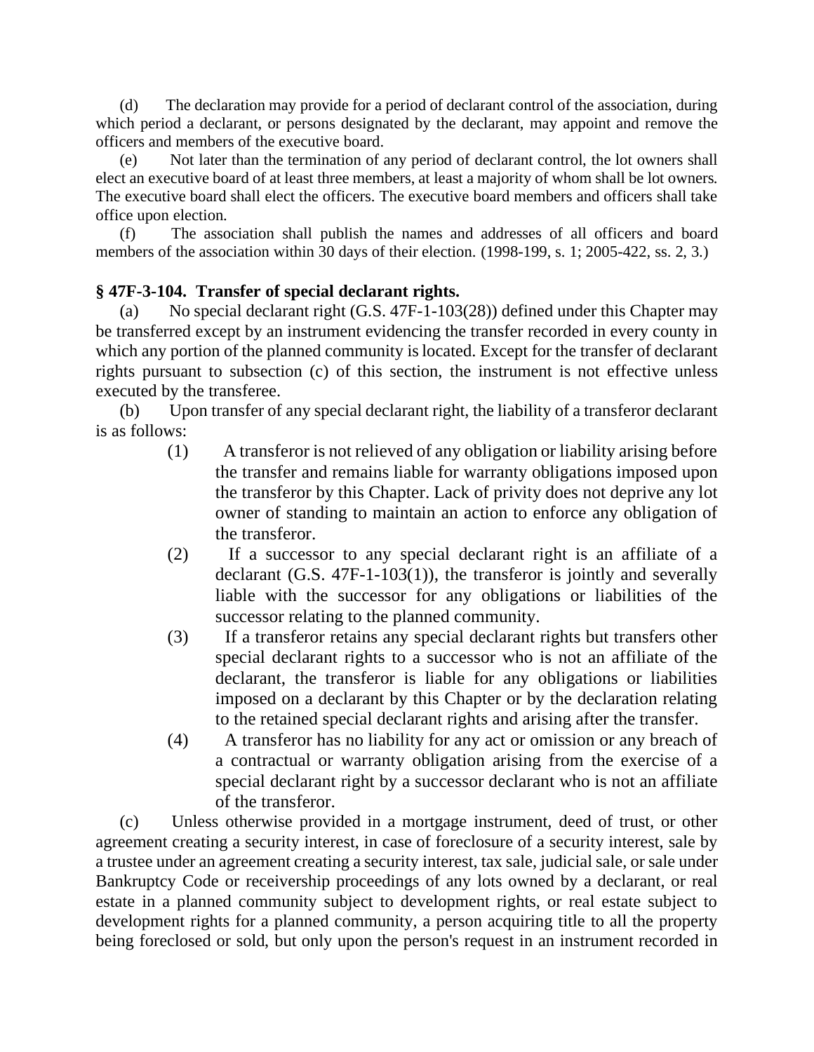(d) The declaration may provide for a period of declarant control of the association, during which period a declarant, or persons designated by the declarant, may appoint and remove the officers and members of the executive board.

(e) Not later than the termination of any period of declarant control, the lot owners shall elect an executive board of at least three members, at least a majority of whom shall be lot owners. The executive board shall elect the officers. The executive board members and officers shall take office upon election.

(f) The association shall publish the names and addresses of all officers and board members of the association within 30 days of their election. (1998-199, s. 1; 2005-422, ss. 2, 3.)

### § 47F-3-104. Transfer of special declarant rights.

(a) No special declarant right (G.S. 47F-1-103(28)) defined under this Chapter may be transferred except by an instrument evidencing the transfer recorded in every county in which any portion of the planned community is located. Except for the transfer of declarant rights pursuant to subsection (c) of this section, the instrument is not effective unless executed by the transferee.

(b) Upon transfer of any special declarant right, the liability of a transferor declarant is as follows:

(1) A transferor is not relieved of any obligation or liability arising before the transfer and remains liable for warranty obligations imposed upon the transferor by this Chapter. Lack of privity does not deprive any lot owner of standing to maintain an action to enforce any obligation of the transferor.

(2) If a successor to any special declarant right is an affiliate of a declarant (G.S. 47F-1-103(1)), the transferor is jointly and severally liable with the successor for any obligations or liabilities of the successor relating to the planned community.

(3) If a transferor retains any special declarant rights but transfers other special declarant rights to a successor who is not an affiliate of the declarant, the transferor is liable for any obligations or liabilities imposed on a declarant by this Chapter or by the declaration relating to the retained special declarant rights and arising after the transfer.

(4) A transferor has no liability for any act or omission or any breach of a contractual or warranty obligation arising from the exercise of a special declarant right by a successor declarant who is not an affiliate of the transferor.

(c) Unless otherwise provided in a mortgage instrument, deed of trust, or other agreement creating a security interest, in case of foreclosure of a security interest, sale by a trustee under an agreement creating a security interest, tax sale, judicial sale, or sale under Bankruptcy Code or receivership proceedings of any lots owned by a declarant, or real estate in a planned community subject to development rights, or real estate subject to development rights for a planned community, a person acquiring title to all the property being foreclosed or sold, but only upon the person's request in an instrument recorded in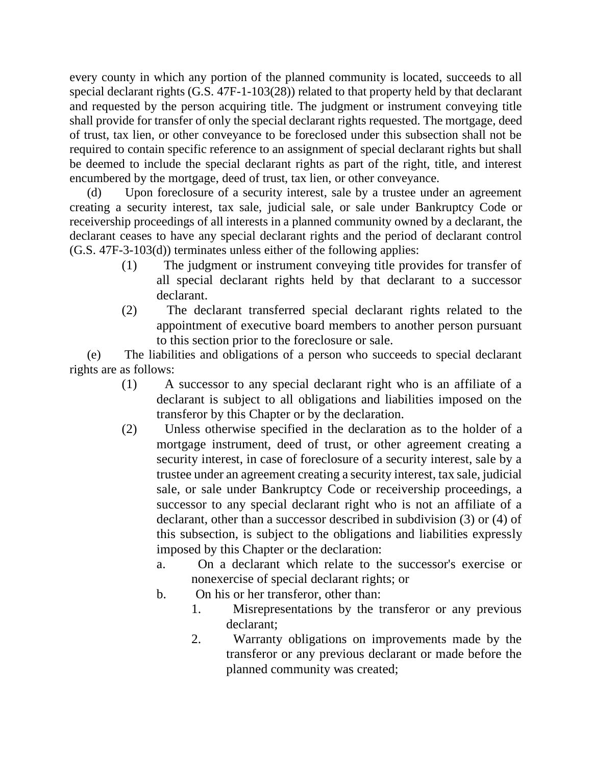every county in which any portion of the planned community is located, succeeds to all special declarant rights (G.S. 47F-1-103(28)) related to that property held by that declarant and requested by the person acquiring title. The judgment or instrument conveying title shall provide for transfer of only the special declarant rights requested. The mortgage, deed of trust, tax lien, or other conveyance to be foreclosed under this subsection shall not be required to contain specific reference to an assignment of special declarant rights but shall be deemed to include the special declarant rights as part of the right, title, and interest encumbered by the mortgage, deed of trust, tax lien, or other conveyance.

(d) Upon foreclosure of a security interest, sale by a trustee under an agreement creating a security interest, tax sale, judicial sale, or sale under Bankruptcy Code or receivership proceedings of all interests in a planned community owned by a declarant, the declarant ceases to have any special declarant rights and the period of declarant control (G.S. 47F-3-103(d)) terminates unless either of the following applies:

- (1) The judgment or instrument conveying title provides for transfer of all special declarant rights held by that declarant to a successor declarant.
- (2) The declarant transferred special declarant rights related to the appointment of executive board members to another person pursuant to this section prior to the foreclosure or sale.

(e) The liabilities and obligations of a person who succeeds to special declarant rights are as follows:

- (1) A successor to any special declarant right who is an affiliate of a declarant is subject to all obligations and liabilities imposed on the transferor by this Chapter or by the declaration.
- (2) Unless otherwise specified in the declaration as to the holder of a mortgage instrument, deed of trust, or other agreement creating a security interest, in case of foreclosure of a security interest, sale by a trustee under an agreement creating a security interest, tax sale, judicial sale, or sale under Bankruptcy Code or receivership proceedings, a successor to any special declarant right who is not an affiliate of a declarant, other than a successor described in subdivision (3) or (4) of this subsection, is subject to the obligations and liabilities expressly imposed by this Chapter or the declaration:
  - a. On a declarant which relate to the successor's exercise or nonexercise of special declarant rights; or
  - b. On his or her transferor, other than:
    1. Misrepresentations by the transferor or any previous declarant;
    2. Warranty obligations on improvements made by the transferor or any previous declarant or made before the planned community was created;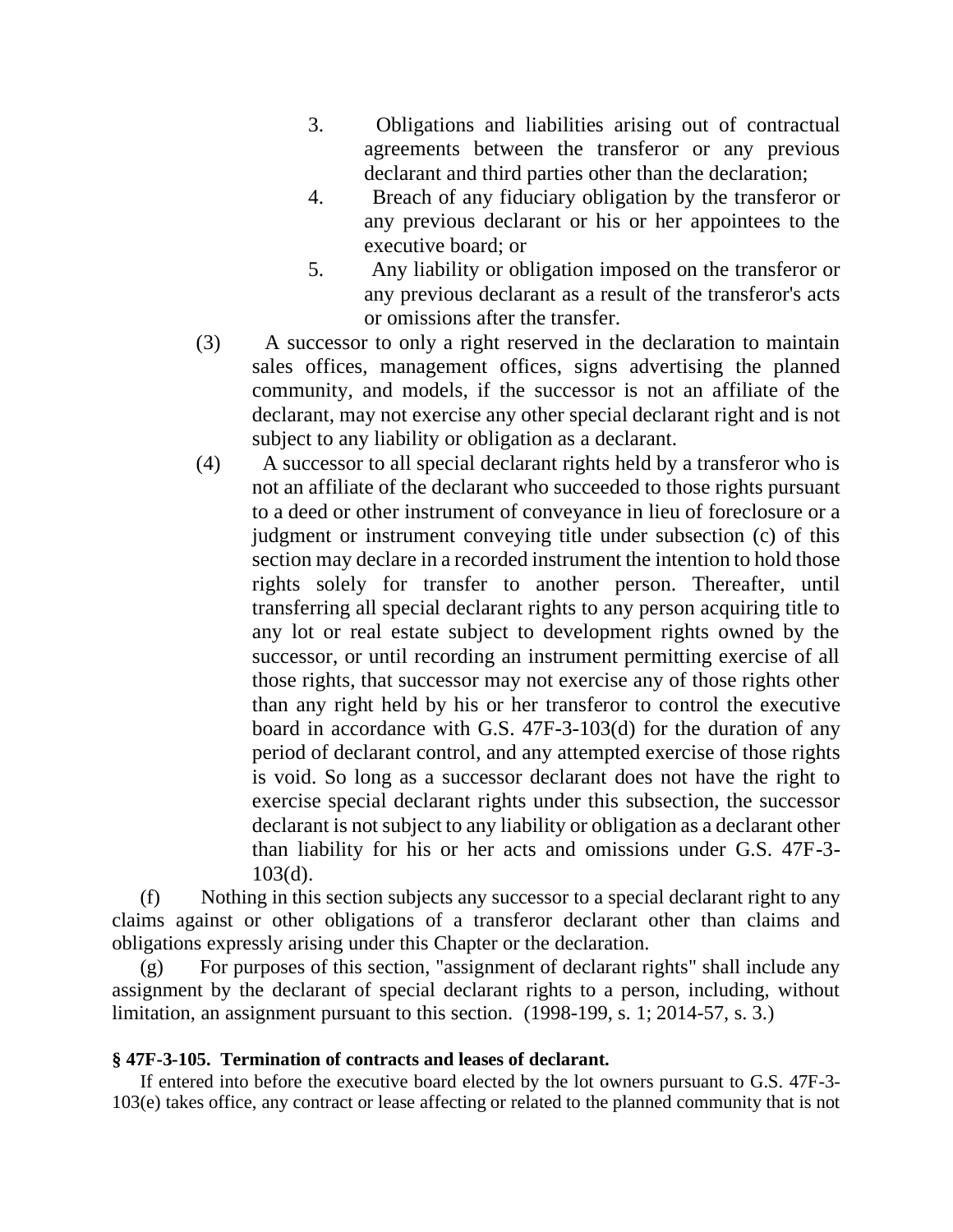3. Obligations and liabilities arising out of contractual agreements between the transferor or any previous declarant and third parties other than the declaration;

4. Breach of any fiduciary obligation by the transferor or any previous declarant or his or her appointees to the executive board; or

5. Any liability or obligation imposed on the transferor or any previous declarant as a result of the transferor's acts or omissions after the transfer.

(3) A successor to only a right reserved in the declaration to maintain sales offices, management offices, signs advertising the planned community, and models, if the successor is not an affiliate of the declarant, may not exercise any other special declarant right and is not subject to any liability or obligation as a declarant.

(4) A successor to all special declarant rights held by a transferor who is not an affiliate of the declarant who succeeded to those rights pursuant to a deed or other instrument of conveyance in lieu of foreclosure or a judgment or instrument conveying title under subsection (c) of this section may declare in a recorded instrument the intention to hold those rights solely for transfer to another person. Thereafter, until transferring all special declarant rights to any person acquiring title to any lot or real estate subject to development rights owned by the successor, or until recording an instrument permitting exercise of all those rights, that successor may not exercise any of those rights other than any right held by his or her transferor to control the executive board in accordance with G.S. 47F-3-103(d) for the duration of any period of declarant control, and any attempted exercise of those rights is void. So long as a successor declarant does not have the right to exercise special declarant rights under this subsection, the successor declarant is not subject to any liability or obligation as a declarant other than liability for his or her acts and omissions under G.S. 47F-3-103(d).

(f) Nothing in this section subjects any successor to a special declarant right to any claims against or other obligations of a transferor declarant other than claims and obligations expressly arising under this Chapter or the declaration.

(g) For purposes of this section, "assignment of declarant rights" shall include any assignment by the declarant of special declarant rights to a person, including, without limitation, an assignment pursuant to this section. (1998-199, s. 1; 2014-57, s. 3.)

**§ 47F-3-105. Termination of contracts and leases of declarant.**

If entered into before the executive board elected by the lot owners pursuant to G.S. 47F-3-103(e) takes office, any contract or lease affecting or related to the planned community that is not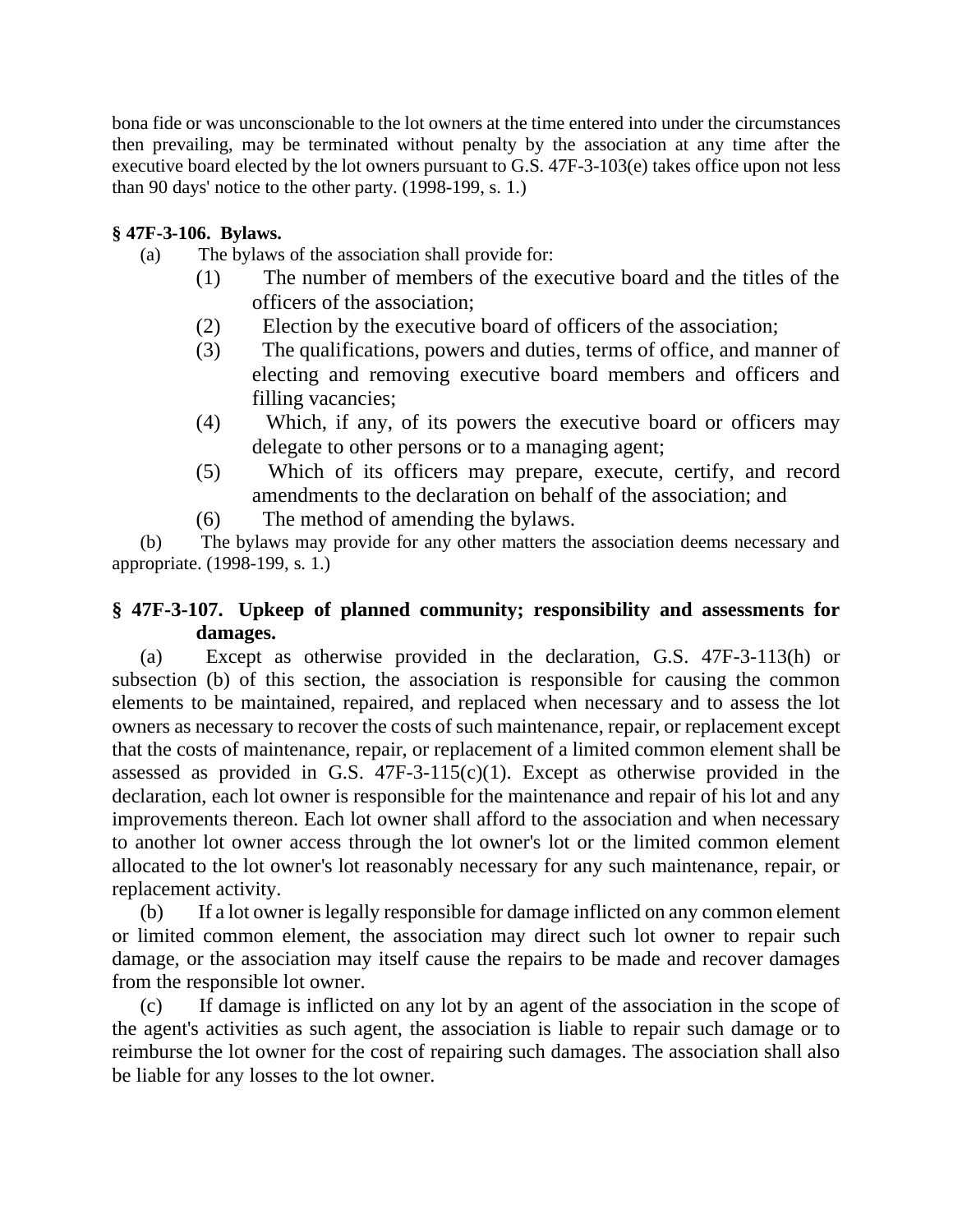bona fide or was unconscionable to the lot owners at the time entered into under the circumstances then prevailing, may be terminated without penalty by the association at any time after the executive board elected by the lot owners pursuant to G.S. 47F-3-103(e) takes office upon not less than 90 days' notice to the other party. (1998-199, s. 1.)

**§ 47F-3-106. Bylaws.**

(a) The bylaws of the association shall provide for:

(1) The number of members of the executive board and the titles of the officers of the association;

(2) Election by the executive board of officers of the association;

(3) The qualifications, powers and duties, terms of office, and manner of electing and removing executive board members and officers and filling vacancies;

(4) Which, if any, of its powers the executive board or officers may delegate to other persons or to a managing agent;

(5) Which of its officers may prepare, execute, certify, and record amendments to the declaration on behalf of the association; and

(6) The method of amending the bylaws.

(b) The bylaws may provide for any other matters the association deems necessary and appropriate. (1998-199, s. 1.)

**§ 47F-3-107. Upkeep of planned community; responsibility and assessments for damages.**

(a) Except as otherwise provided in the declaration, G.S. 47F-3-113(h) or subsection (b) of this section, the association is responsible for causing the common elements to be maintained, repaired, and replaced when necessary and to assess the lot owners as necessary to recover the costs of such maintenance, repair, or replacement except that the costs of maintenance, repair, or replacement of a limited common element shall be assessed as provided in G.S. 47F-3-115(c)(1). Except as otherwise provided in the declaration, each lot owner is responsible for the maintenance and repair of his lot and any improvements thereon. Each lot owner shall afford to the association and when necessary to another lot owner access through the lot owner's lot or the limited common element allocated to the lot owner's lot reasonably necessary for any such maintenance, repair, or replacement activity.

(b) If a lot owner is legally responsible for damage inflicted on any common element or limited common element, the association may direct such lot owner to repair such damage, or the association may itself cause the repairs to be made and recover damages from the responsible lot owner.

(c) If damage is inflicted on any lot by an agent of the association in the scope of the agent's activities as such agent, the association is liable to repair such damage or to reimburse the lot owner for the cost of repairing such damages. The association shall also be liable for any losses to the lot owner.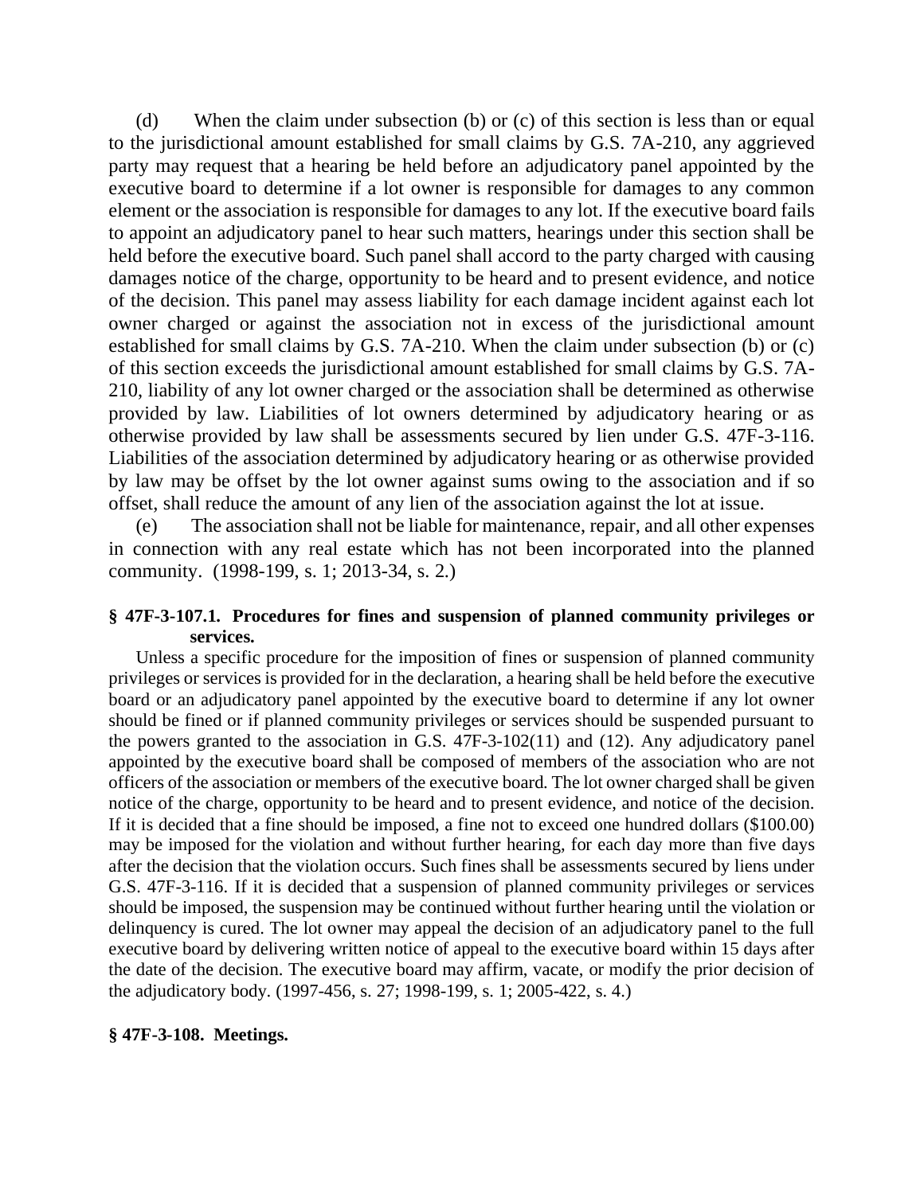(d) When the claim under subsection (b) or (c) of this section is less than or equal to the jurisdictional amount established for small claims by G.S. 7A-210, any aggrieved party may request that a hearing be held before an adjudicatory panel appointed by the executive board to determine if a lot owner is responsible for damages to any common element or the association is responsible for damages to any lot. If the executive board fails to appoint an adjudicatory panel to hear such matters, hearings under this section shall be held before the executive board. Such panel shall accord to the party charged with causing damages notice of the charge, opportunity to be heard and to present evidence, and notice of the decision. This panel may assess liability for each damage incident against each lot owner charged or against the association not in excess of the jurisdictional amount established for small claims by G.S. 7A-210. When the claim under subsection (b) or (c) of this section exceeds the jurisdictional amount established for small claims by G.S. 7A-210, liability of any lot owner charged or the association shall be determined as otherwise provided by law. Liabilities of lot owners determined by adjudicatory hearing or as otherwise provided by law shall be assessments secured by lien under G.S. 47F-3-116. Liabilities of the association determined by adjudicatory hearing or as otherwise provided by law may be offset by the lot owner against sums owing to the association and if so offset, shall reduce the amount of any lien of the association against the lot at issue.

(e) The association shall not be liable for maintenance, repair, and all other expenses in connection with any real estate which has not been incorporated into the planned community. (1998-199, s. 1; 2013-34, s. 2.)

**§ 47F-3-107.1. Procedures for fines and suspension of planned community privileges or services.**

Unless a specific procedure for the imposition of fines or suspension of planned community privileges or services is provided for in the declaration, a hearing shall be held before the executive board or an adjudicatory panel appointed by the executive board to determine if any lot owner should be fined or if planned community privileges or services should be suspended pursuant to the powers granted to the association in G.S. 47F-3-102(11) and (12). Any adjudicatory panel appointed by the executive board shall be composed of members of the association who are not officers of the association or members of the executive board. The lot owner charged shall be given notice of the charge, opportunity to be heard and to present evidence, and notice of the decision. If it is decided that a fine should be imposed, a fine not to exceed one hundred dollars ($100.00) may be imposed for the violation and without further hearing, for each day more than five days after the decision that the violation occurs. Such fines shall be assessments secured by liens under G.S. 47F-3-116. If it is decided that a suspension of planned community privileges or services should be imposed, the suspension may be continued without further hearing until the violation or delinquency is cured. The lot owner may appeal the decision of an adjudicatory panel to the full executive board by delivering written notice of appeal to the executive board within 15 days after the date of the decision. The executive board may affirm, vacate, or modify the prior decision of the adjudicatory body. (1997-456, s. 27; 1998-199, s. 1; 2005-422, s. 4.)

**§ 47F-3-108. Meetings.**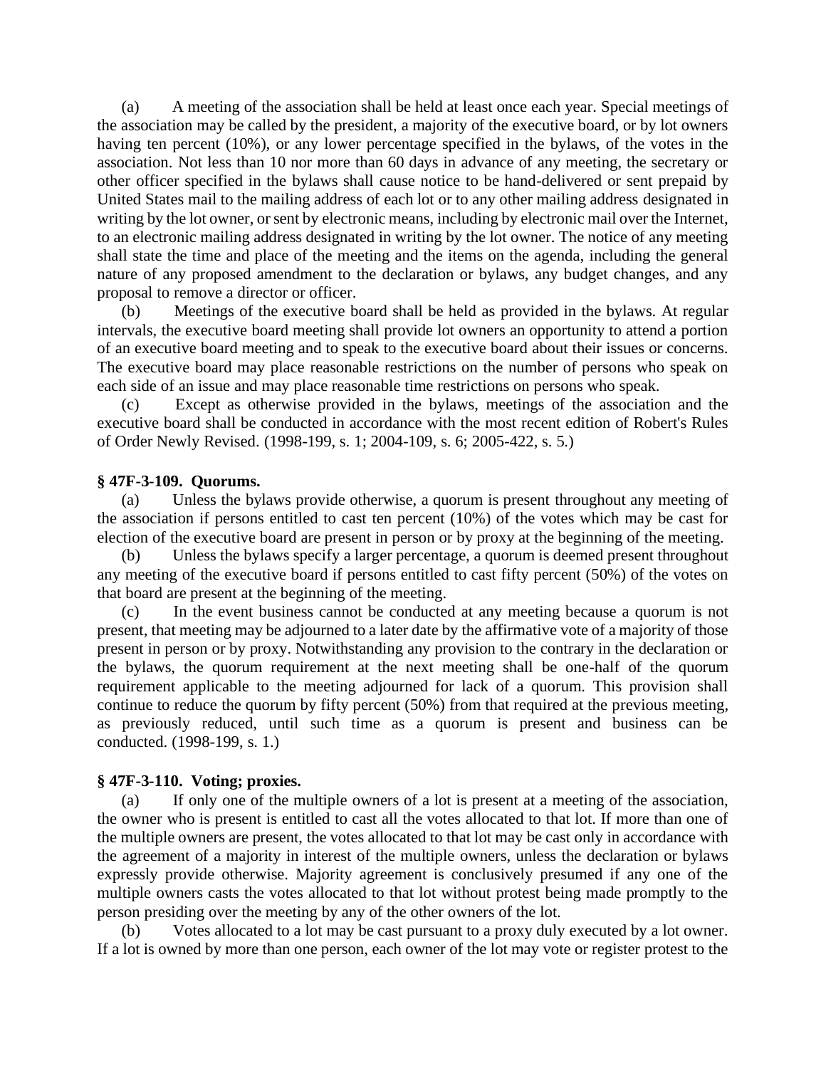(a) A meeting of the association shall be held at least once each year. Special meetings of the association may be called by the president, a majority of the executive board, or by lot owners having ten percent (10%), or any lower percentage specified in the bylaws, of the votes in the association. Not less than 10 nor more than 60 days in advance of any meeting, the secretary or other officer specified in the bylaws shall cause notice to be hand-delivered or sent prepaid by United States mail to the mailing address of each lot or to any other mailing address designated in writing by the lot owner, or sent by electronic means, including by electronic mail over the Internet, to an electronic mailing address designated in writing by the lot owner. The notice of any meeting shall state the time and place of the meeting and the items on the agenda, including the general nature of any proposed amendment to the declaration or bylaws, any budget changes, and any proposal to remove a director or officer.

(b) Meetings of the executive board shall be held as provided in the bylaws. At regular intervals, the executive board meeting shall provide lot owners an opportunity to attend a portion of an executive board meeting and to speak to the executive board about their issues or concerns. The executive board may place reasonable restrictions on the number of persons who speak on each side of an issue and may place reasonable time restrictions on persons who speak.

(c) Except as otherwise provided in the bylaws, meetings of the association and the executive board shall be conducted in accordance with the most recent edition of Robert's Rules of Order Newly Revised. (1998-199, s. 1; 2004-109, s. 6; 2005-422, s. 5.)

### § 47F-3-109. Quorums.

(a) Unless the bylaws provide otherwise, a quorum is present throughout any meeting of the association if persons entitled to cast ten percent (10%) of the votes which may be cast for election of the executive board are present in person or by proxy at the beginning of the meeting.

(b) Unless the bylaws specify a larger percentage, a quorum is deemed present throughout any meeting of the executive board if persons entitled to cast fifty percent (50%) of the votes on that board are present at the beginning of the meeting.

(c) In the event business cannot be conducted at any meeting because a quorum is not present, that meeting may be adjourned to a later date by the affirmative vote of a majority of those present in person or by proxy. Notwithstanding any provision to the contrary in the declaration or the bylaws, the quorum requirement at the next meeting shall be one-half of the quorum requirement applicable to the meeting adjourned for lack of a quorum. This provision shall continue to reduce the quorum by fifty percent (50%) from that required at the previous meeting, as previously reduced, until such time as a quorum is present and business can be conducted. (1998-199, s. 1.)

### § 47F-3-110. Voting; proxies.

(a) If only one of the multiple owners of a lot is present at a meeting of the association, the owner who is present is entitled to cast all the votes allocated to that lot. If more than one of the multiple owners are present, the votes allocated to that lot may be cast only in accordance with the agreement of a majority in interest of the multiple owners, unless the declaration or bylaws expressly provide otherwise. Majority agreement is conclusively presumed if any one of the multiple owners casts the votes allocated to that lot without protest being made promptly to the person presiding over the meeting by any of the other owners of the lot.

(b) Votes allocated to a lot may be cast pursuant to a proxy duly executed by a lot owner. If a lot is owned by more than one person, each owner of the lot may vote or register protest to the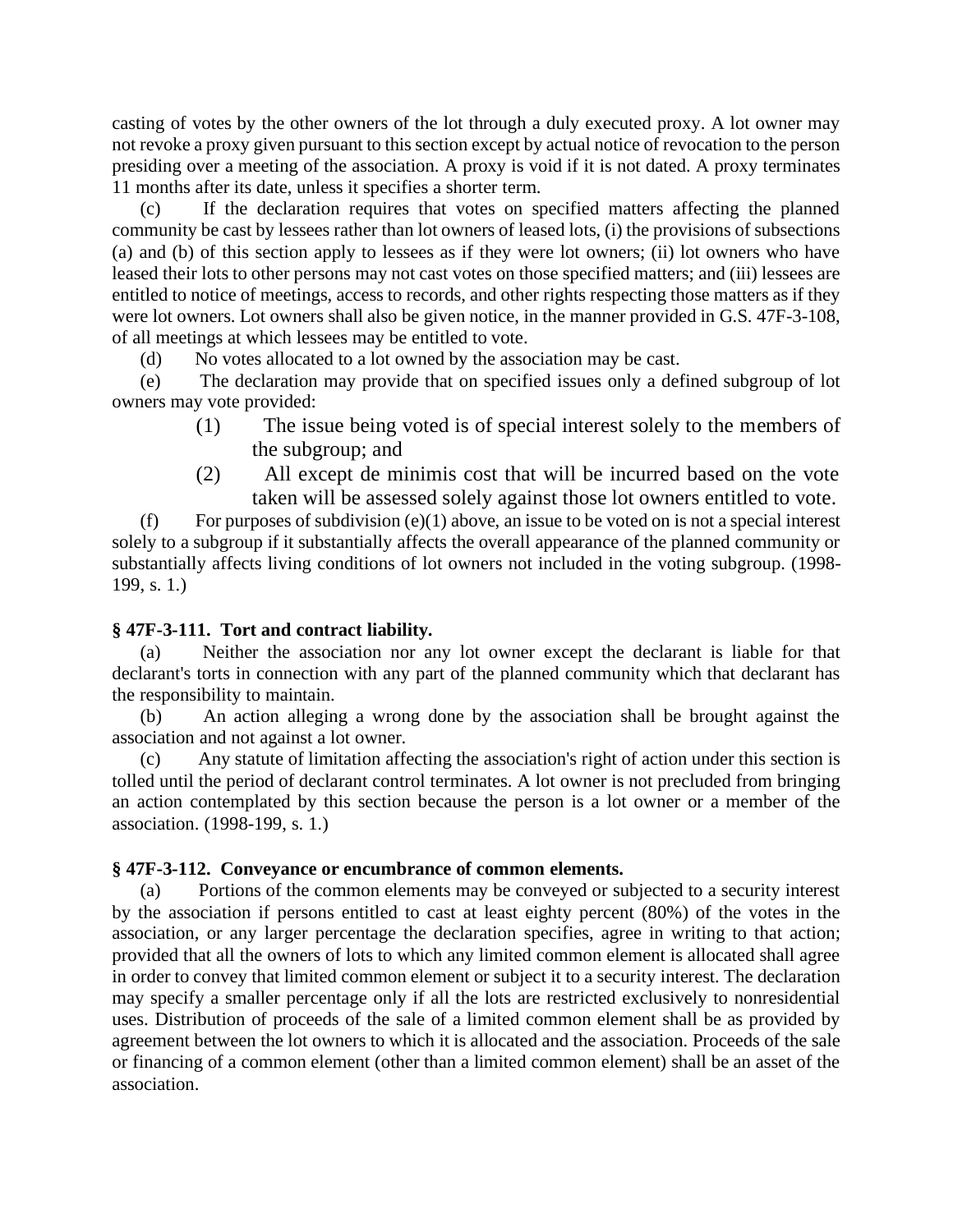casting of votes by the other owners of the lot through a duly executed proxy. A lot owner may not revoke a proxy given pursuant to this section except by actual notice of revocation to the person presiding over a meeting of the association. A proxy is void if it is not dated. A proxy terminates 11 months after its date, unless it specifies a shorter term.

(c) If the declaration requires that votes on specified matters affecting the planned community be cast by lessees rather than lot owners of leased lots, (i) the provisions of subsections (a) and (b) of this section apply to lessees as if they were lot owners; (ii) lot owners who have leased their lots to other persons may not cast votes on those specified matters; and (iii) lessees are entitled to notice of meetings, access to records, and other rights respecting those matters as if they were lot owners. Lot owners shall also be given notice, in the manner provided in G.S. 47F-3-108, of all meetings at which lessees may be entitled to vote.

(d) No votes allocated to a lot owned by the association may be cast.

(e) The declaration may provide that on specified issues only a defined subgroup of lot owners may vote provided:

(1) The issue being voted is of special interest solely to the members of the subgroup; and

(2) All except de minimis cost that will be incurred based on the vote taken will be assessed solely against those lot owners entitled to vote.

(f) For purposes of subdivision (e)(1) above, an issue to be voted on is not a special interest solely to a subgroup if it substantially affects the overall appearance of the planned community or substantially affects living conditions of lot owners not included in the voting subgroup. (1998-199, s. 1.)

**§ 47F-3-111. Tort and contract liability.**

(a) Neither the association nor any lot owner except the declarant is liable for that declarant's torts in connection with any part of the planned community which that declarant has the responsibility to maintain.

(b) An action alleging a wrong done by the association shall be brought against the association and not against a lot owner.

(c) Any statute of limitation affecting the association's right of action under this section is tolled until the period of declarant control terminates. A lot owner is not precluded from bringing an action contemplated by this section because the person is a lot owner or a member of the association. (1998-199, s. 1.)

**§ 47F-3-112. Conveyance or encumbrance of common elements.**

(a) Portions of the common elements may be conveyed or subjected to a security interest by the association if persons entitled to cast at least eighty percent (80%) of the votes in the association, or any larger percentage the declaration specifies, agree in writing to that action; provided that all the owners of lots to which any limited common element is allocated shall agree in order to convey that limited common element or subject it to a security interest. The declaration may specify a smaller percentage only if all the lots are restricted exclusively to nonresidential uses. Distribution of proceeds of the sale of a limited common element shall be as provided by agreement between the lot owners to which it is allocated and the association. Proceeds of the sale or financing of a common element (other than a limited common element) shall be an asset of the association.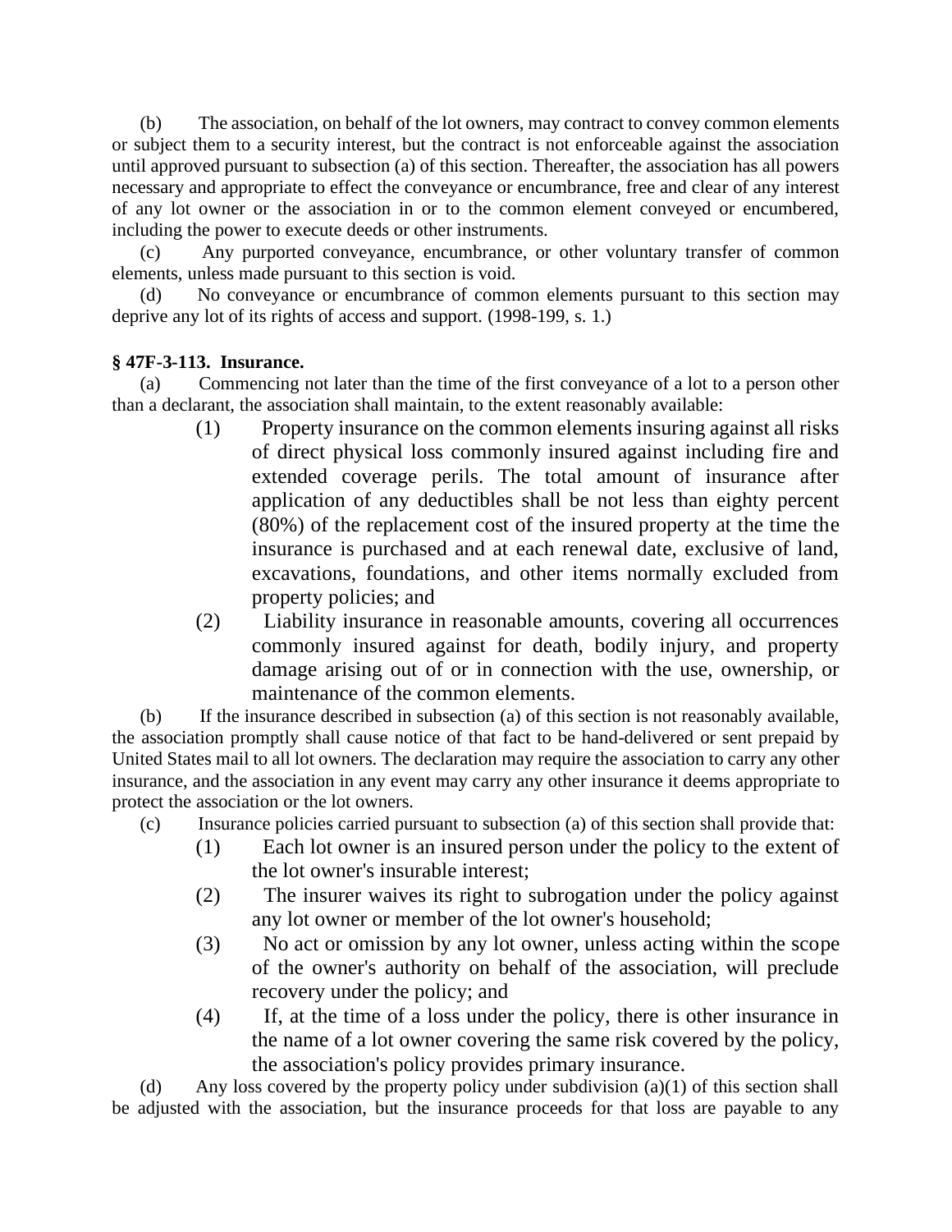(b) The association, on behalf of the lot owners, may contract to convey common elements or subject them to a security interest, but the contract is not enforceable against the association until approved pursuant to subsection (a) of this section. Thereafter, the association has all powers necessary and appropriate to effect the conveyance or encumbrance, free and clear of any interest of any lot owner or the association in or to the common element conveyed or encumbered, including the power to execute deeds or other instruments.

(c) Any purported conveyance, encumbrance, or other voluntary transfer of common elements, unless made pursuant to this section is void.

(d) No conveyance or encumbrance of common elements pursuant to this section may deprive any lot of its rights of access and support. (1998-199, s. 1.)

**§ 47F-3-113. Insurance.**

(a) Commencing not later than the time of the first conveyance of a lot to a person other than a declarant, the association shall maintain, to the extent reasonably available:

(1) Property insurance on the common elements insuring against all risks of direct physical loss commonly insured against including fire and extended coverage perils. The total amount of insurance after application of any deductibles shall be not less than eighty percent (80%) of the replacement cost of the insured property at the time the insurance is purchased and at each renewal date, exclusive of land, excavations, foundations, and other items normally excluded from property policies; and

(2) Liability insurance in reasonable amounts, covering all occurrences commonly insured against for death, bodily injury, and property damage arising out of or in connection with the use, ownership, or maintenance of the common elements.

(b) If the insurance described in subsection (a) of this section is not reasonably available, the association promptly shall cause notice of that fact to be hand-delivered or sent prepaid by United States mail to all lot owners. The declaration may require the association to carry any other insurance, and the association in any event may carry any other insurance it deems appropriate to protect the association or the lot owners.

(c) Insurance policies carried pursuant to subsection (a) of this section shall provide that:

(1) Each lot owner is an insured person under the policy to the extent of the lot owner's insurable interest;

(2) The insurer waives its right to subrogation under the policy against any lot owner or member of the lot owner's household;

(3) No act or omission by any lot owner, unless acting within the scope of the owner's authority on behalf of the association, will preclude recovery under the policy; and

(4) If, at the time of a loss under the policy, there is other insurance in the name of a lot owner covering the same risk covered by the policy, the association's policy provides primary insurance.

(d) Any loss covered by the property policy under subdivision (a)(1) of this section shall be adjusted with the association, but the insurance proceeds for that loss are payable to any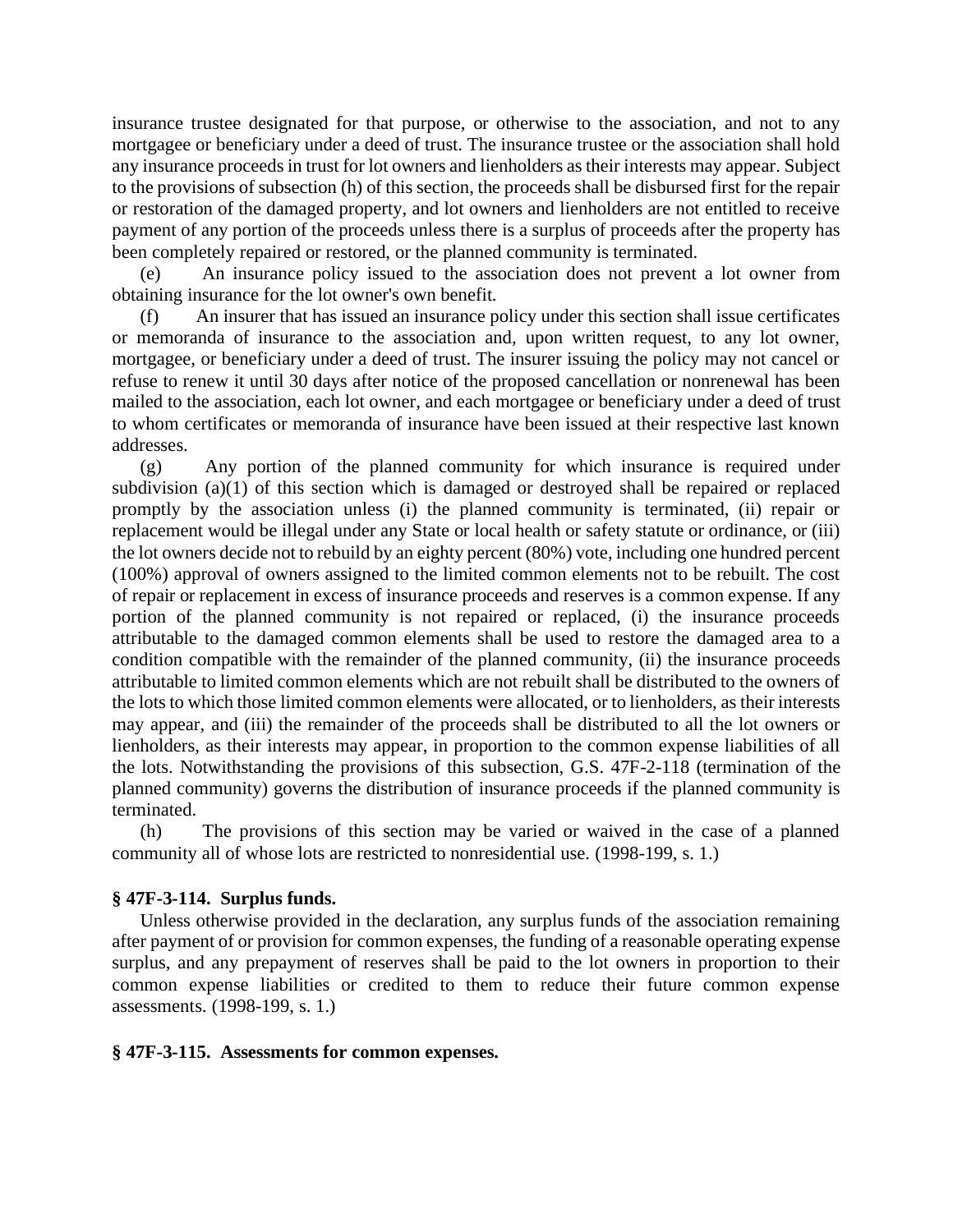insurance trustee designated for that purpose, or otherwise to the association, and not to any mortgagee or beneficiary under a deed of trust. The insurance trustee or the association shall hold any insurance proceeds in trust for lot owners and lienholders as their interests may appear. Subject to the provisions of subsection (h) of this section, the proceeds shall be disbursed first for the repair or restoration of the damaged property, and lot owners and lienholders are not entitled to receive payment of any portion of the proceeds unless there is a surplus of proceeds after the property has been completely repaired or restored, or the planned community is terminated.

(e) An insurance policy issued to the association does not prevent a lot owner from obtaining insurance for the lot owner's own benefit.

(f) An insurer that has issued an insurance policy under this section shall issue certificates or memoranda of insurance to the association and, upon written request, to any lot owner, mortgagee, or beneficiary under a deed of trust. The insurer issuing the policy may not cancel or refuse to renew it until 30 days after notice of the proposed cancellation or nonrenewal has been mailed to the association, each lot owner, and each mortgagee or beneficiary under a deed of trust to whom certificates or memoranda of insurance have been issued at their respective last known addresses.

(g) Any portion of the planned community for which insurance is required under subdivision (a)(1) of this section which is damaged or destroyed shall be repaired or replaced promptly by the association unless (i) the planned community is terminated, (ii) repair or replacement would be illegal under any State or local health or safety statute or ordinance, or (iii) the lot owners decide not to rebuild by an eighty percent (80%) vote, including one hundred percent (100%) approval of owners assigned to the limited common elements not to be rebuilt. The cost of repair or replacement in excess of insurance proceeds and reserves is a common expense. If any portion of the planned community is not repaired or replaced, (i) the insurance proceeds attributable to the damaged common elements shall be used to restore the damaged area to a condition compatible with the remainder of the planned community, (ii) the insurance proceeds attributable to limited common elements which are not rebuilt shall be distributed to the owners of the lots to which those limited common elements were allocated, or to lienholders, as their interests may appear, and (iii) the remainder of the proceeds shall be distributed to all the lot owners or lienholders, as their interests may appear, in proportion to the common expense liabilities of all the lots. Notwithstanding the provisions of this subsection, G.S. 47F-2-118 (termination of the planned community) governs the distribution of insurance proceeds if the planned community is terminated.

(h) The provisions of this section may be varied or waived in the case of a planned community all of whose lots are restricted to nonresidential use. (1998-199, s. 1.)

**§ 47F-3-114. Surplus funds.**

Unless otherwise provided in the declaration, any surplus funds of the association remaining after payment of or provision for common expenses, the funding of a reasonable operating expense surplus, and any prepayment of reserves shall be paid to the lot owners in proportion to their common expense liabilities or credited to them to reduce their future common expense assessments. (1998-199, s. 1.)

**§ 47F-3-115. Assessments for common expenses.**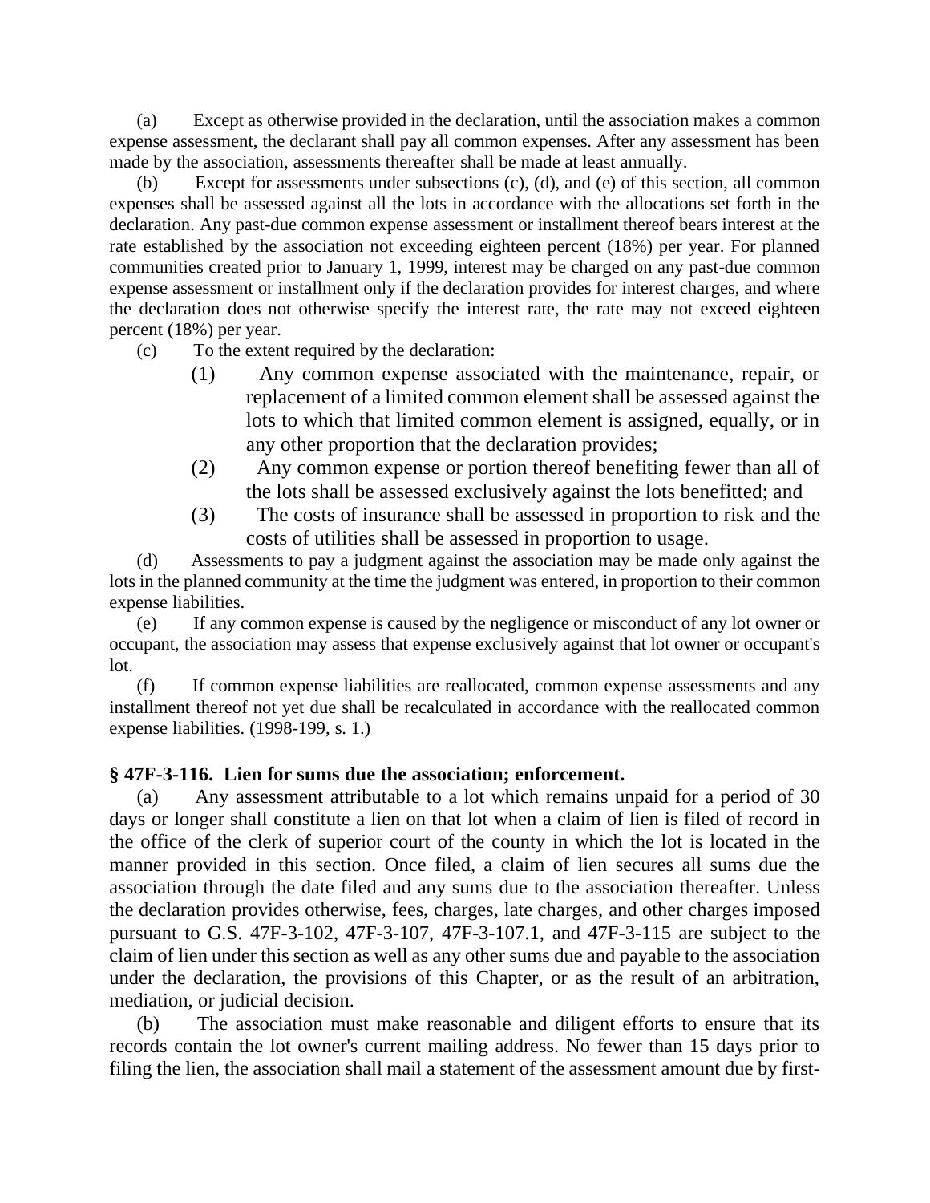(a) Except as otherwise provided in the declaration, until the association makes a common expense assessment, the declarant shall pay all common expenses. After any assessment has been made by the association, assessments thereafter shall be made at least annually.

(b) Except for assessments under subsections (c), (d), and (e) of this section, all common expenses shall be assessed against all the lots in accordance with the allocations set forth in the declaration. Any past-due common expense assessment or installment thereof bears interest at the rate established by the association not exceeding eighteen percent (18%) per year. For planned communities created prior to January 1, 1999, interest may be charged on any past-due common expense assessment or installment only if the declaration provides for interest charges, and where the declaration does not otherwise specify the interest rate, the rate may not exceed eighteen percent (18%) per year.

(c) To the extent required by the declaration:

(1) Any common expense associated with the maintenance, repair, or replacement of a limited common element shall be assessed against the lots to which that limited common element is assigned, equally, or in any other proportion that the declaration provides;

(2) Any common expense or portion thereof benefiting fewer than all of the lots shall be assessed exclusively against the lots benefitted; and

(3) The costs of insurance shall be assessed in proportion to risk and the costs of utilities shall be assessed in proportion to usage.

(d) Assessments to pay a judgment against the association may be made only against the lots in the planned community at the time the judgment was entered, in proportion to their common expense liabilities.

(e) If any common expense is caused by the negligence or misconduct of any lot owner or occupant, the association may assess that expense exclusively against that lot owner or occupant's lot.

(f) If common expense liabilities are reallocated, common expense assessments and any installment thereof not yet due shall be recalculated in accordance with the reallocated common expense liabilities. (1998-199, s. 1.)

### § 47F-3-116. Lien for sums due the association; enforcement.

(a) Any assessment attributable to a lot which remains unpaid for a period of 30 days or longer shall constitute a lien on that lot when a claim of lien is filed of record in the office of the clerk of superior court of the county in which the lot is located in the manner provided in this section. Once filed, a claim of lien secures all sums due the association through the date filed and any sums due to the association thereafter. Unless the declaration provides otherwise, fees, charges, late charges, and other charges imposed pursuant to G.S. 47F-3-102, 47F-3-107, 47F-3-107.1, and 47F-3-115 are subject to the claim of lien under this section as well as any other sums due and payable to the association under the declaration, the provisions of this Chapter, or as the result of an arbitration, mediation, or judicial decision.

(b) The association must make reasonable and diligent efforts to ensure that its records contain the lot owner's current mailing address. No fewer than 15 days prior to filing the lien, the association shall mail a statement of the assessment amount due by first-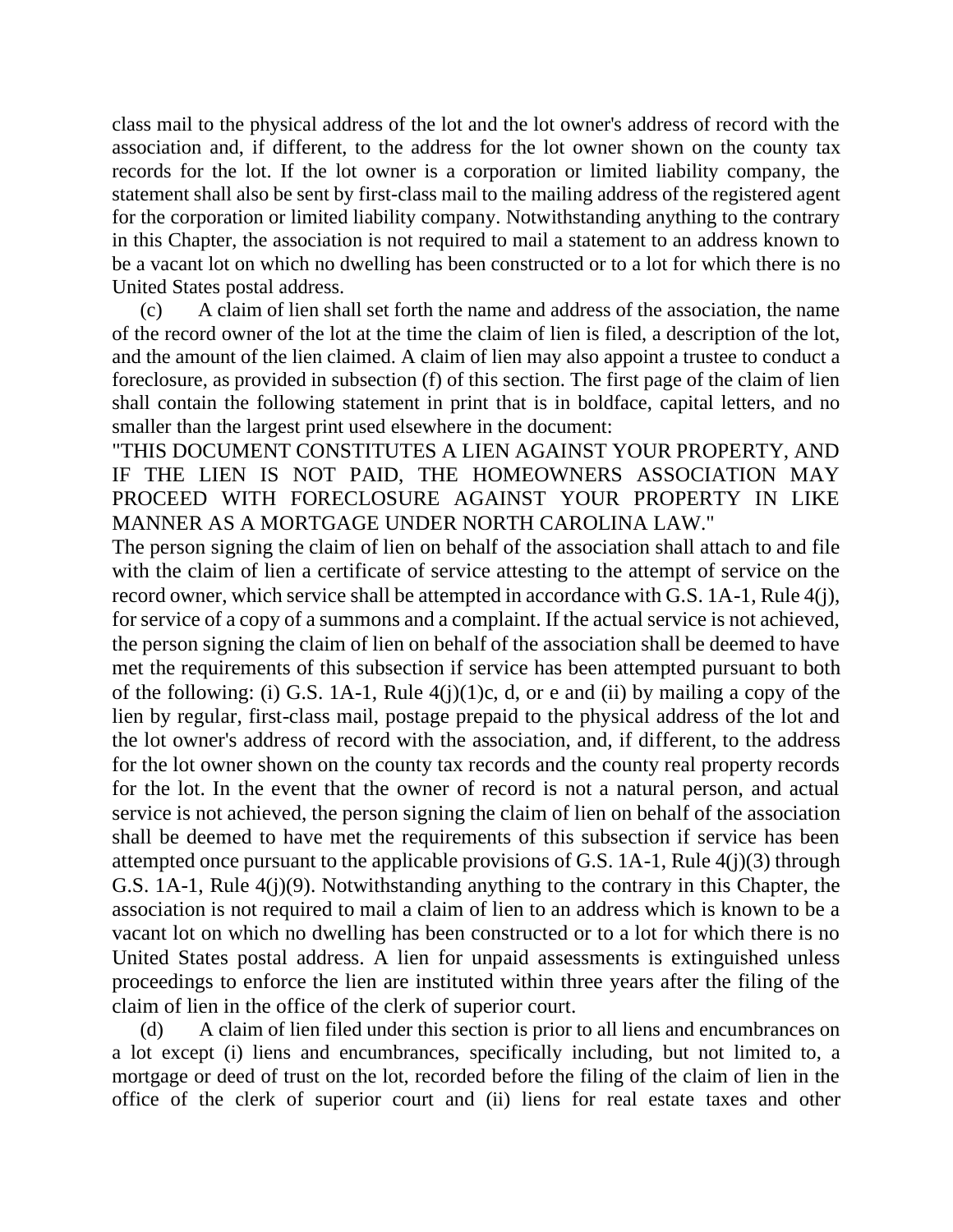class mail to the physical address of the lot and the lot owner's address of record with the association and, if different, to the address for the lot owner shown on the county tax records for the lot. If the lot owner is a corporation or limited liability company, the statement shall also be sent by first-class mail to the mailing address of the registered agent for the corporation or limited liability company. Notwithstanding anything to the contrary in this Chapter, the association is not required to mail a statement to an address known to be a vacant lot on which no dwelling has been constructed or to a lot for which there is no United States postal address.

(c) A claim of lien shall set forth the name and address of the association, the name of the record owner of the lot at the time the claim of lien is filed, a description of the lot, and the amount of the lien claimed. A claim of lien may also appoint a trustee to conduct a foreclosure, as provided in subsection (f) of this section. The first page of the claim of lien shall contain the following statement in print that is in boldface, capital letters, and no smaller than the largest print used elsewhere in the document:

"THIS DOCUMENT CONSTITUTES A LIEN AGAINST YOUR PROPERTY, AND IF THE LIEN IS NOT PAID, THE HOMEOWNERS ASSOCIATION MAY PROCEED WITH FORECLOSURE AGAINST YOUR PROPERTY IN LIKE MANNER AS A MORTGAGE UNDER NORTH CAROLINA LAW."

The person signing the claim of lien on behalf of the association shall attach to and file with the claim of lien a certificate of service attesting to the attempt of service on the record owner, which service shall be attempted in accordance with G.S. 1A-1, Rule 4(j), for service of a copy of a summons and a complaint. If the actual service is not achieved, the person signing the claim of lien on behalf of the association shall be deemed to have met the requirements of this subsection if service has been attempted pursuant to both of the following: (i) G.S. 1A-1, Rule 4(j)(1)c, d, or e and (ii) by mailing a copy of the lien by regular, first-class mail, postage prepaid to the physical address of the lot and the lot owner's address of record with the association, and, if different, to the address for the lot owner shown on the county tax records and the county real property records for the lot. In the event that the owner of record is not a natural person, and actual service is not achieved, the person signing the claim of lien on behalf of the association shall be deemed to have met the requirements of this subsection if service has been attempted once pursuant to the applicable provisions of G.S. 1A-1, Rule 4(j)(3) through G.S. 1A-1, Rule 4(j)(9). Notwithstanding anything to the contrary in this Chapter, the association is not required to mail a claim of lien to an address which is known to be a vacant lot on which no dwelling has been constructed or to a lot for which there is no United States postal address. A lien for unpaid assessments is extinguished unless proceedings to enforce the lien are instituted within three years after the filing of the claim of lien in the office of the clerk of superior court.

(d) A claim of lien filed under this section is prior to all liens and encumbrances on a lot except (i) liens and encumbrances, specifically including, but not limited to, a mortgage or deed of trust on the lot, recorded before the filing of the claim of lien in the office of the clerk of superior court and (ii) liens for real estate taxes and other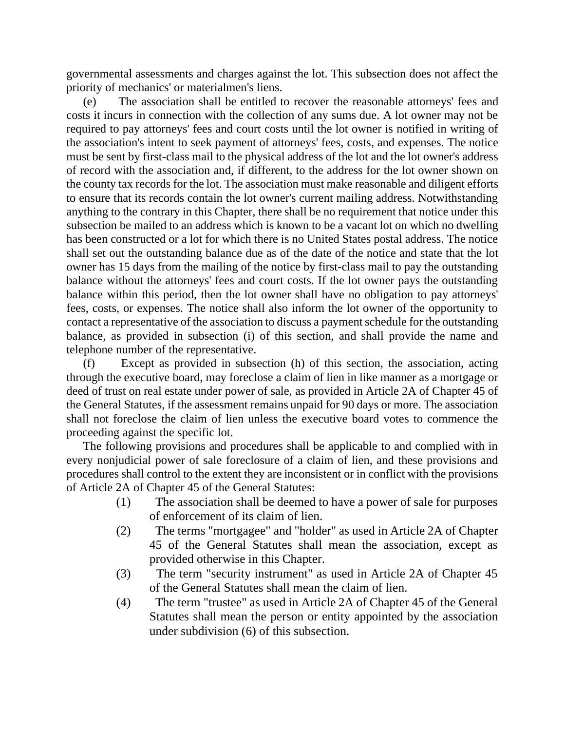governmental assessments and charges against the lot. This subsection does not affect the priority of mechanics' or materialmen's liens.

(e) The association shall be entitled to recover the reasonable attorneys' fees and costs it incurs in connection with the collection of any sums due. A lot owner may not be required to pay attorneys' fees and court costs until the lot owner is notified in writing of the association's intent to seek payment of attorneys' fees, costs, and expenses. The notice must be sent by first-class mail to the physical address of the lot and the lot owner's address of record with the association and, if different, to the address for the lot owner shown on the county tax records for the lot. The association must make reasonable and diligent efforts to ensure that its records contain the lot owner's current mailing address. Notwithstanding anything to the contrary in this Chapter, there shall be no requirement that notice under this subsection be mailed to an address which is known to be a vacant lot on which no dwelling has been constructed or a lot for which there is no United States postal address. The notice shall set out the outstanding balance due as of the date of the notice and state that the lot owner has 15 days from the mailing of the notice by first-class mail to pay the outstanding balance without the attorneys' fees and court costs. If the lot owner pays the outstanding balance within this period, then the lot owner shall have no obligation to pay attorneys' fees, costs, or expenses. The notice shall also inform the lot owner of the opportunity to contact a representative of the association to discuss a payment schedule for the outstanding balance, as provided in subsection (i) of this section, and shall provide the name and telephone number of the representative.

(f) Except as provided in subsection (h) of this section, the association, acting through the executive board, may foreclose a claim of lien in like manner as a mortgage or deed of trust on real estate under power of sale, as provided in Article 2A of Chapter 45 of the General Statutes, if the assessment remains unpaid for 90 days or more. The association shall not foreclose the claim of lien unless the executive board votes to commence the proceeding against the specific lot.

The following provisions and procedures shall be applicable to and complied with in every nonjudicial power of sale foreclosure of a claim of lien, and these provisions and procedures shall control to the extent they are inconsistent or in conflict with the provisions of Article 2A of Chapter 45 of the General Statutes:

(1) The association shall be deemed to have a power of sale for purposes of enforcement of its claim of lien.

(2) The terms "mortgagee" and "holder" as used in Article 2A of Chapter 45 of the General Statutes shall mean the association, except as provided otherwise in this Chapter.

(3) The term "security instrument" as used in Article 2A of Chapter 45 of the General Statutes shall mean the claim of lien.

(4) The term "trustee" as used in Article 2A of Chapter 45 of the General Statutes shall mean the person or entity appointed by the association under subdivision (6) of this subsection.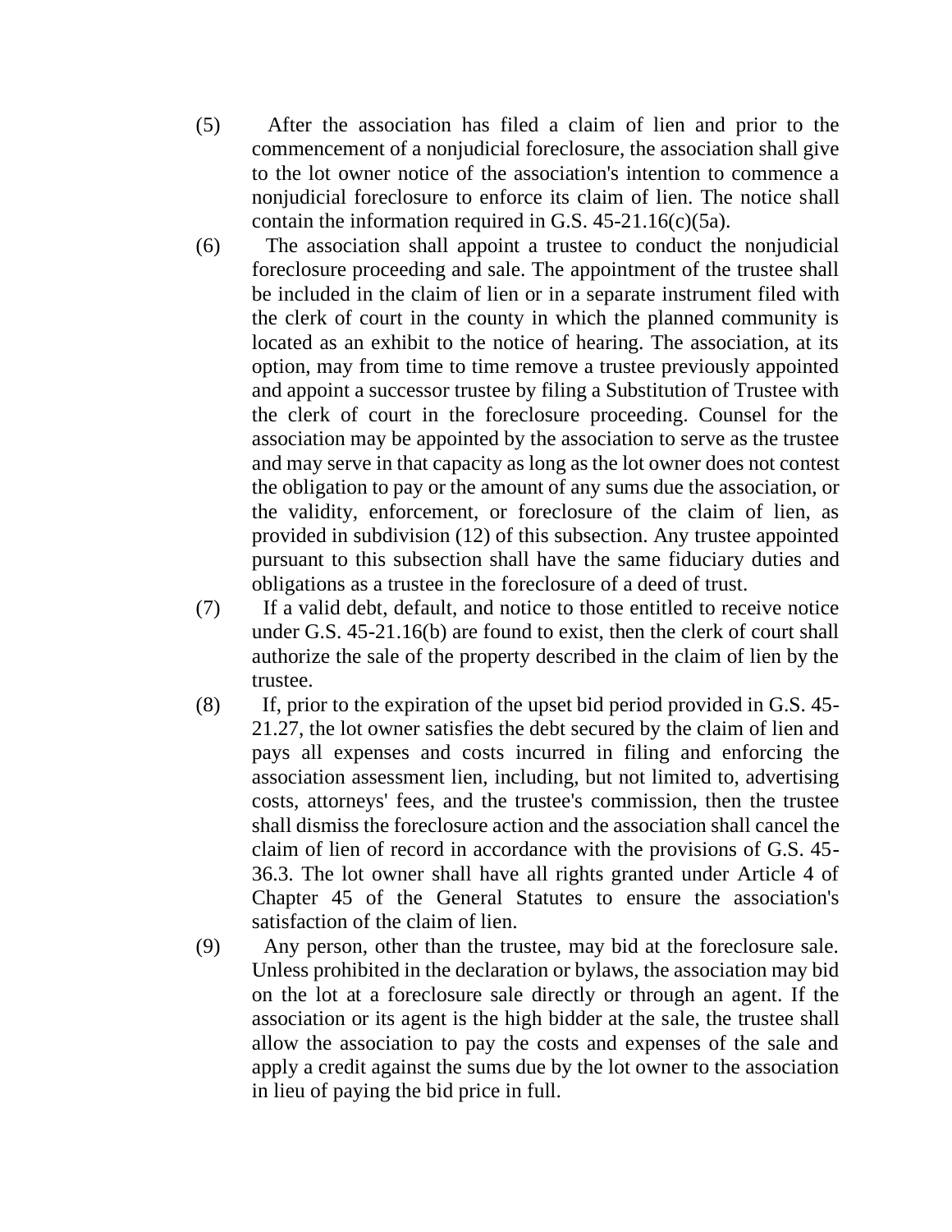(5) After the association has filed a claim of lien and prior to the commencement of a nonjudicial foreclosure, the association shall give to the lot owner notice of the association's intention to commence a nonjudicial foreclosure to enforce its claim of lien. The notice shall contain the information required in G.S. 45-21.16(c)(5a).

(6) The association shall appoint a trustee to conduct the nonjudicial foreclosure proceeding and sale. The appointment of the trustee shall be included in the claim of lien or in a separate instrument filed with the clerk of court in the county in which the planned community is located as an exhibit to the notice of hearing. The association, at its option, may from time to time remove a trustee previously appointed and appoint a successor trustee by filing a Substitution of Trustee with the clerk of court in the foreclosure proceeding. Counsel for the association may be appointed by the association to serve as the trustee and may serve in that capacity as long as the lot owner does not contest the obligation to pay or the amount of any sums due the association, or the validity, enforcement, or foreclosure of the claim of lien, as provided in subdivision (12) of this subsection. Any trustee appointed pursuant to this subsection shall have the same fiduciary duties and obligations as a trustee in the foreclosure of a deed of trust.

(7) If a valid debt, default, and notice to those entitled to receive notice under G.S. 45-21.16(b) are found to exist, then the clerk of court shall authorize the sale of the property described in the claim of lien by the trustee.

(8) If, prior to the expiration of the upset bid period provided in G.S. 45-21.27, the lot owner satisfies the debt secured by the claim of lien and pays all expenses and costs incurred in filing and enforcing the association assessment lien, including, but not limited to, advertising costs, attorneys' fees, and the trustee's commission, then the trustee shall dismiss the foreclosure action and the association shall cancel the claim of lien of record in accordance with the provisions of G.S. 45-36.3. The lot owner shall have all rights granted under Article 4 of Chapter 45 of the General Statutes to ensure the association's satisfaction of the claim of lien.

(9) Any person, other than the trustee, may bid at the foreclosure sale. Unless prohibited in the declaration or bylaws, the association may bid on the lot at a foreclosure sale directly or through an agent. If the association or its agent is the high bidder at the sale, the trustee shall allow the association to pay the costs and expenses of the sale and apply a credit against the sums due by the lot owner to the association in lieu of paying the bid price in full.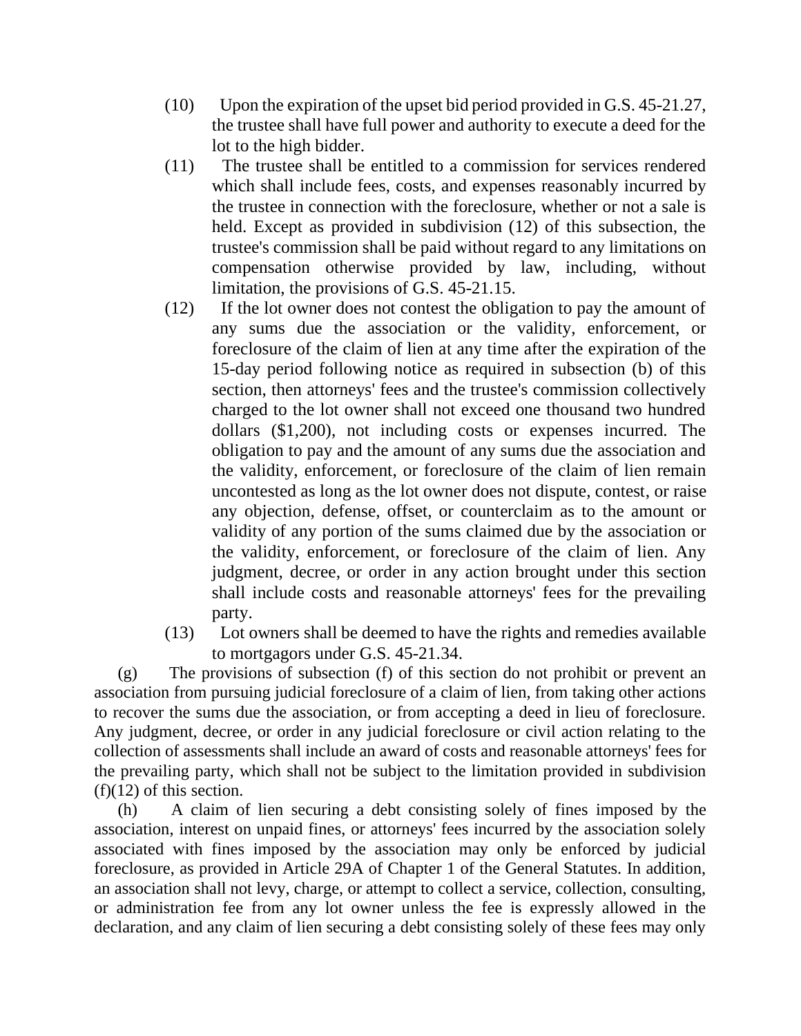(10) Upon the expiration of the upset bid period provided in G.S. 45-21.27, the trustee shall have full power and authority to execute a deed for the lot to the high bidder.

(11) The trustee shall be entitled to a commission for services rendered which shall include fees, costs, and expenses reasonably incurred by the trustee in connection with the foreclosure, whether or not a sale is held. Except as provided in subdivision (12) of this subsection, the trustee's commission shall be paid without regard to any limitations on compensation otherwise provided by law, including, without limitation, the provisions of G.S. 45-21.15.

(12) If the lot owner does not contest the obligation to pay the amount of any sums due the association or the validity, enforcement, or foreclosure of the claim of lien at any time after the expiration of the 15-day period following notice as required in subsection (b) of this section, then attorneys' fees and the trustee's commission collectively charged to the lot owner shall not exceed one thousand two hundred dollars ($1,200), not including costs or expenses incurred. The obligation to pay and the amount of any sums due the association and the validity, enforcement, or foreclosure of the claim of lien remain uncontested as long as the lot owner does not dispute, contest, or raise any objection, defense, offset, or counterclaim as to the amount or validity of any portion of the sums claimed due by the association or the validity, enforcement, or foreclosure of the claim of lien. Any judgment, decree, or order in any action brought under this section shall include costs and reasonable attorneys' fees for the prevailing party.

(13) Lot owners shall be deemed to have the rights and remedies available to mortgagors under G.S. 45-21.34.

(g) The provisions of subsection (f) of this section do not prohibit or prevent an association from pursuing judicial foreclosure of a claim of lien, from taking other actions to recover the sums due the association, or from accepting a deed in lieu of foreclosure. Any judgment, decree, or order in any judicial foreclosure or civil action relating to the collection of assessments shall include an award of costs and reasonable attorneys' fees for the prevailing party, which shall not be subject to the limitation provided in subdivision (f)(12) of this section.

(h) A claim of lien securing a debt consisting solely of fines imposed by the association, interest on unpaid fines, or attorneys' fees incurred by the association solely associated with fines imposed by the association may only be enforced by judicial foreclosure, as provided in Article 29A of Chapter 1 of the General Statutes. In addition, an association shall not levy, charge, or attempt to collect a service, collection, consulting, or administration fee from any lot owner unless the fee is expressly allowed in the declaration, and any claim of lien securing a debt consisting solely of these fees may only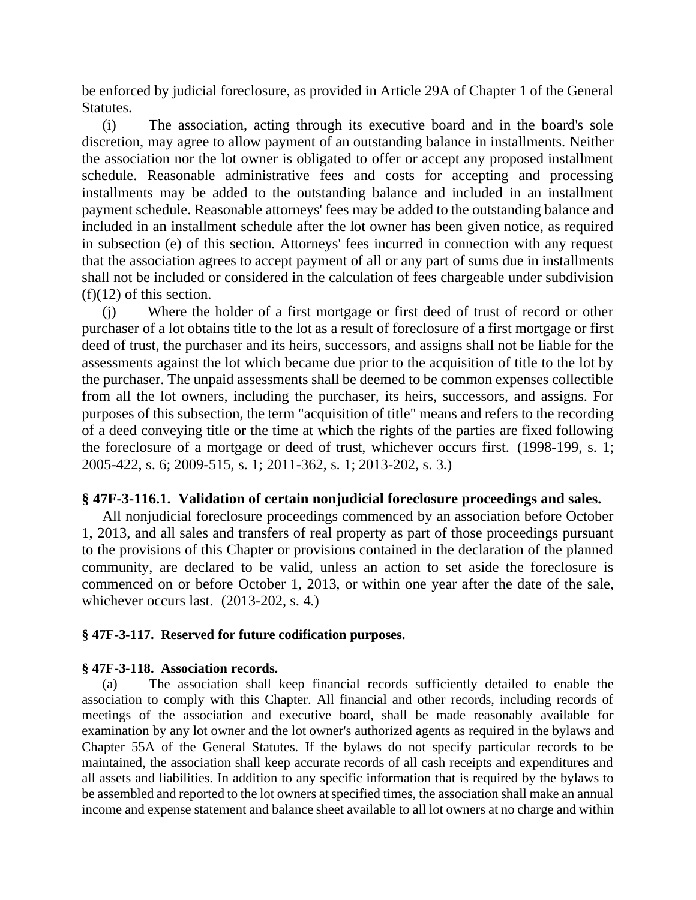be enforced by judicial foreclosure, as provided in Article 29A of Chapter 1 of the General Statutes.

(i) The association, acting through its executive board and in the board's sole discretion, may agree to allow payment of an outstanding balance in installments. Neither the association nor the lot owner is obligated to offer or accept any proposed installment schedule. Reasonable administrative fees and costs for accepting and processing installments may be added to the outstanding balance and included in an installment payment schedule. Reasonable attorneys' fees may be added to the outstanding balance and included in an installment schedule after the lot owner has been given notice, as required in subsection (e) of this section. Attorneys' fees incurred in connection with any request that the association agrees to accept payment of all or any part of sums due in installments shall not be included or considered in the calculation of fees chargeable under subdivision (f)(12) of this section.

(j) Where the holder of a first mortgage or first deed of trust of record or other purchaser of a lot obtains title to the lot as a result of foreclosure of a first mortgage or first deed of trust, the purchaser and its heirs, successors, and assigns shall not be liable for the assessments against the lot which became due prior to the acquisition of title to the lot by the purchaser. The unpaid assessments shall be deemed to be common expenses collectible from all the lot owners, including the purchaser, its heirs, successors, and assigns. For purposes of this subsection, the term "acquisition of title" means and refers to the recording of a deed conveying title or the time at which the rights of the parties are fixed following the foreclosure of a mortgage or deed of trust, whichever occurs first. (1998-199, s. 1; 2005-422, s. 6; 2009-515, s. 1; 2011-362, s. 1; 2013-202, s. 3.)

### § 47F-3-116.1. Validation of certain nonjudicial foreclosure proceedings and sales.

All nonjudicial foreclosure proceedings commenced by an association before October 1, 2013, and all sales and transfers of real property as part of those proceedings pursuant to the provisions of this Chapter or provisions contained in the declaration of the planned community, are declared to be valid, unless an action to set aside the foreclosure is commenced on or before October 1, 2013, or within one year after the date of the sale, whichever occurs last. (2013-202, s. 4.)

### § 47F-3-117. Reserved for future codification purposes.

### § 47F-3-118. Association records.

(a) The association shall keep financial records sufficiently detailed to enable the association to comply with this Chapter. All financial and other records, including records of meetings of the association and executive board, shall be made reasonably available for examination by any lot owner and the lot owner's authorized agents as required in the bylaws and Chapter 55A of the General Statutes. If the bylaws do not specify particular records to be maintained, the association shall keep accurate records of all cash receipts and expenditures and all assets and liabilities. In addition to any specific information that is required by the bylaws to be assembled and reported to the lot owners at specified times, the association shall make an annual income and expense statement and balance sheet available to all lot owners at no charge and within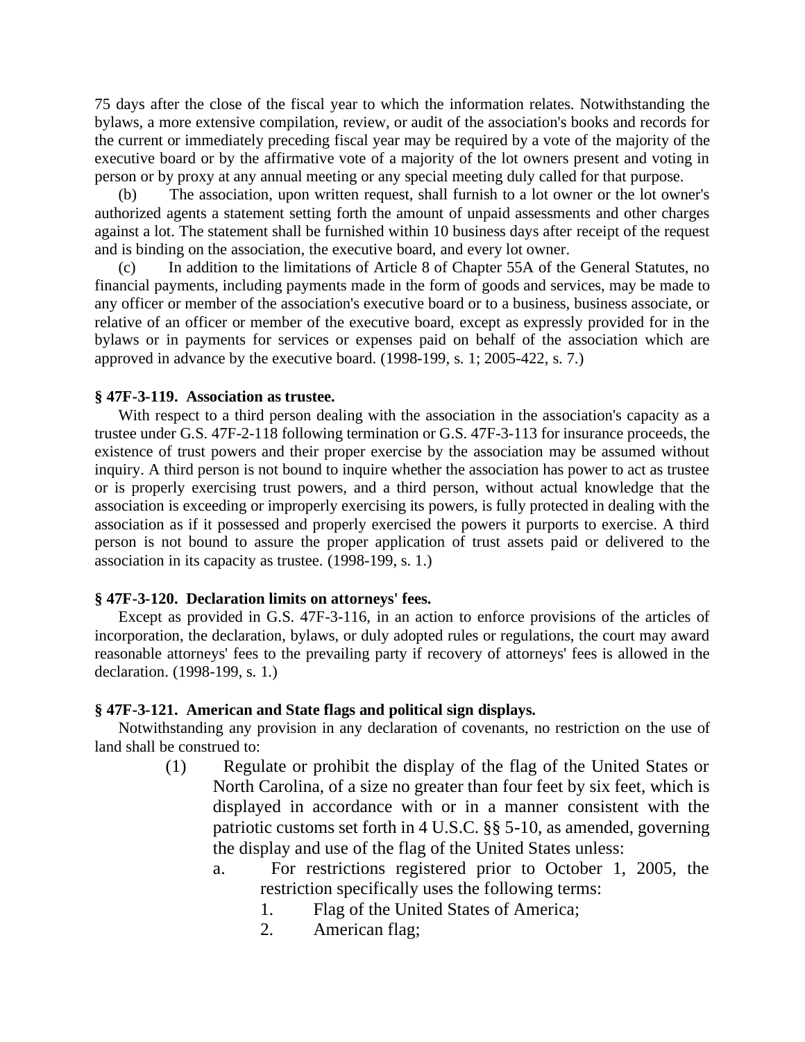75 days after the close of the fiscal year to which the information relates. Notwithstanding the bylaws, a more extensive compilation, review, or audit of the association's books and records for the current or immediately preceding fiscal year may be required by a vote of the majority of the executive board or by the affirmative vote of a majority of the lot owners present and voting in person or by proxy at any annual meeting or any special meeting duly called for that purpose.

(b) The association, upon written request, shall furnish to a lot owner or the lot owner's authorized agents a statement setting forth the amount of unpaid assessments and other charges against a lot. The statement shall be furnished within 10 business days after receipt of the request and is binding on the association, the executive board, and every lot owner.

(c) In addition to the limitations of Article 8 of Chapter 55A of the General Statutes, no financial payments, including payments made in the form of goods and services, may be made to any officer or member of the association's executive board or to a business, business associate, or relative of an officer or member of the executive board, except as expressly provided for in the bylaws or in payments for services or expenses paid on behalf of the association which are approved in advance by the executive board. (1998-199, s. 1; 2005-422, s. 7.)

**§ 47F-3-119. Association as trustee.**

With respect to a third person dealing with the association in the association's capacity as a trustee under G.S. 47F-2-118 following termination or G.S. 47F-3-113 for insurance proceeds, the existence of trust powers and their proper exercise by the association may be assumed without inquiry. A third person is not bound to inquire whether the association has power to act as trustee or is properly exercising trust powers, and a third person, without actual knowledge that the association is exceeding or improperly exercising its powers, is fully protected in dealing with the association as if it possessed and properly exercised the powers it purports to exercise. A third person is not bound to assure the proper application of trust assets paid or delivered to the association in its capacity as trustee. (1998-199, s. 1.)

**§ 47F-3-120. Declaration limits on attorneys' fees.**

Except as provided in G.S. 47F-3-116, in an action to enforce provisions of the articles of incorporation, the declaration, bylaws, or duly adopted rules or regulations, the court may award reasonable attorneys' fees to the prevailing party if recovery of attorneys' fees is allowed in the declaration. (1998-199, s. 1.)

**§ 47F-3-121. American and State flags and political sign displays.**

Notwithstanding any provision in any declaration of covenants, no restriction on the use of land shall be construed to:

(1) Regulate or prohibit the display of the flag of the United States or North Carolina, of a size no greater than four feet by six feet, which is displayed in accordance with or in a manner consistent with the patriotic customs set forth in 4 U.S.C. §§ 5-10, as amended, governing the display and use of the flag of the United States unless:

a. For restrictions registered prior to October 1, 2005, the restriction specifically uses the following terms:

1. Flag of the United States of America;
2. American flag;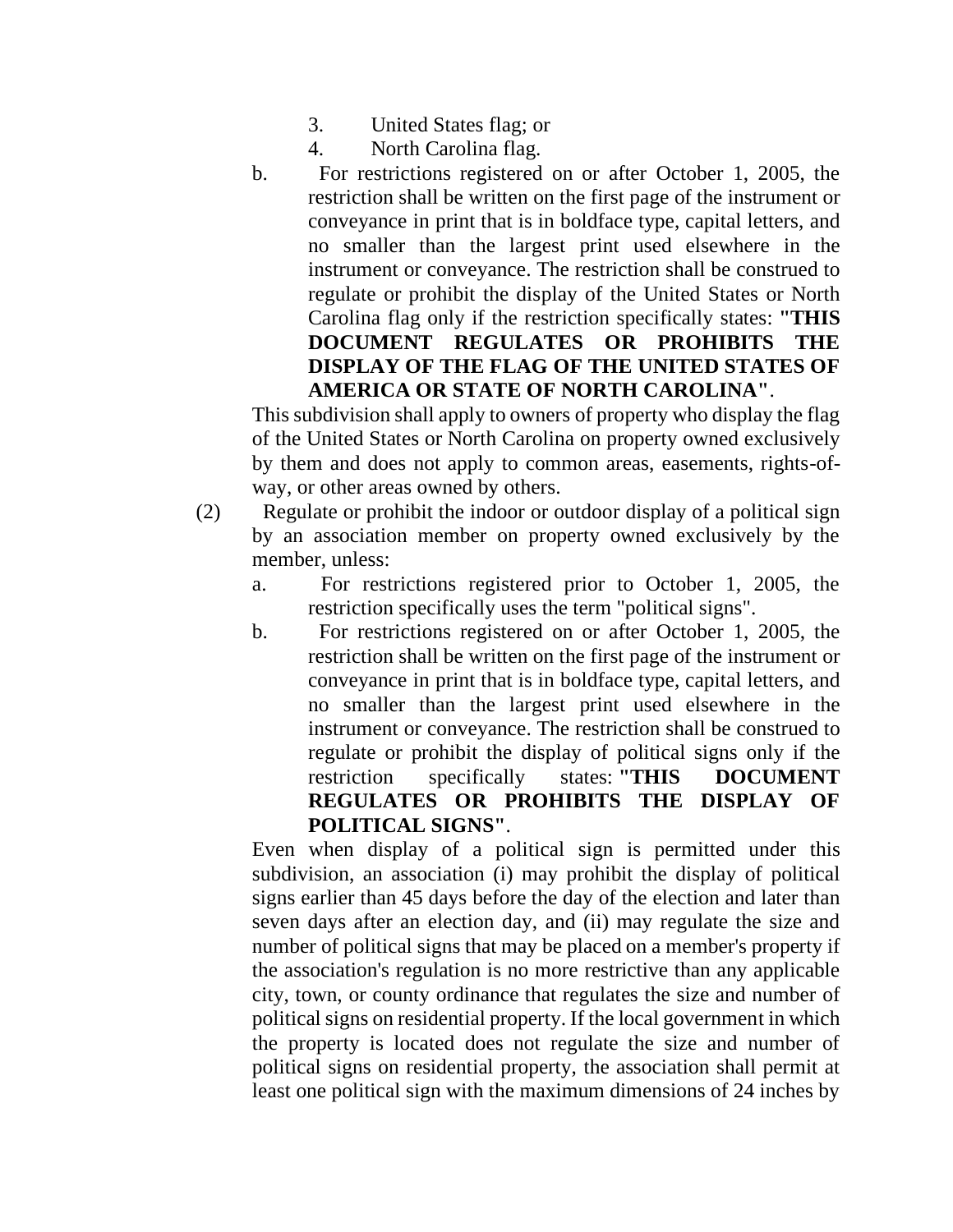3. United States flag; or
4. North Carolina flag.

b. For restrictions registered on or after October 1, 2005, the restriction shall be written on the first page of the instrument or conveyance in print that is in boldface type, capital letters, and no smaller than the largest print used elsewhere in the instrument or conveyance. The restriction shall be construed to regulate or prohibit the display of the United States or North Carolina flag only if the restriction specifically states: **"THIS DOCUMENT REGULATES OR PROHIBITS THE DISPLAY OF THE FLAG OF THE UNITED STATES OF AMERICA OR STATE OF NORTH CAROLINA"**.

This subdivision shall apply to owners of property who display the flag of the United States or North Carolina on property owned exclusively by them and does not apply to common areas, easements, rights-of-way, or other areas owned by others.

(2) Regulate or prohibit the indoor or outdoor display of a political sign by an association member on property owned exclusively by the member, unless:

a. For restrictions registered prior to October 1, 2005, the restriction specifically uses the term "political signs".

b. For restrictions registered on or after October 1, 2005, the restriction shall be written on the first page of the instrument or conveyance in print that is in boldface type, capital letters, and no smaller than the largest print used elsewhere in the instrument or conveyance. The restriction shall be construed to regulate or prohibit the display of political signs only if the restriction specifically states: **"THIS DOCUMENT REGULATES OR PROHIBITS THE DISPLAY OF POLITICAL SIGNS"**.

Even when display of a political sign is permitted under this subdivision, an association (i) may prohibit the display of political signs earlier than 45 days before the day of the election and later than seven days after an election day, and (ii) may regulate the size and number of political signs that may be placed on a member's property if the association's regulation is no more restrictive than any applicable city, town, or county ordinance that regulates the size and number of political signs on residential property. If the local government in which the property is located does not regulate the size and number of political signs on residential property, the association shall permit at least one political sign with the maximum dimensions of 24 inches by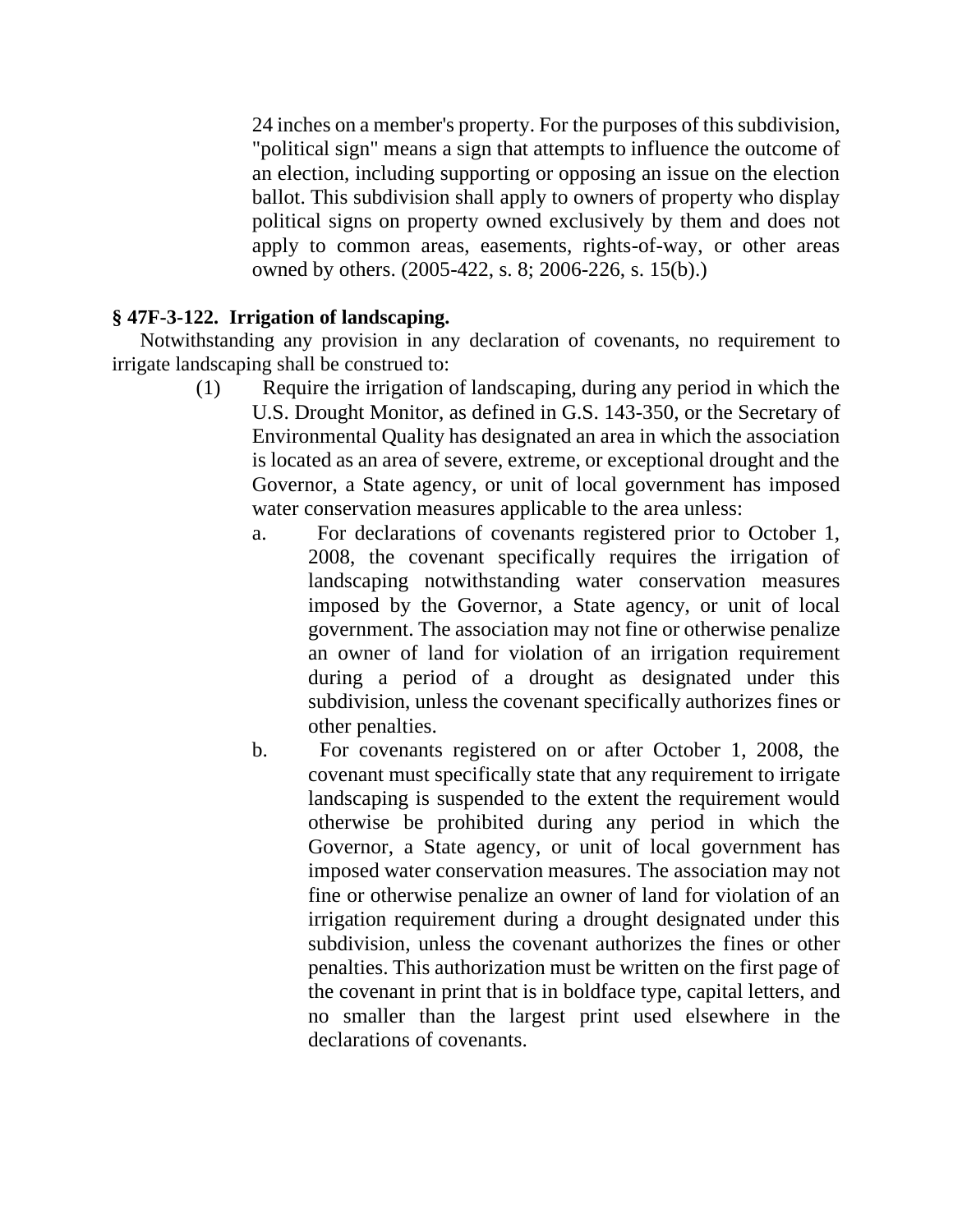24 inches on a member's property. For the purposes of this subdivision, "political sign" means a sign that attempts to influence the outcome of an election, including supporting or opposing an issue on the election ballot. This subdivision shall apply to owners of property who display political signs on property owned exclusively by them and does not apply to common areas, easements, rights-of-way, or other areas owned by others. (2005-422, s. 8; 2006-226, s. 15(b).)

**§ 47F-3-122. Irrigation of landscaping.**

Notwithstanding any provision in any declaration of covenants, no requirement to irrigate landscaping shall be construed to:

(1) Require the irrigation of landscaping, during any period in which the U.S. Drought Monitor, as defined in G.S. 143-350, or the Secretary of Environmental Quality has designated an area in which the association is located as an area of severe, extreme, or exceptional drought and the Governor, a State agency, or unit of local government has imposed water conservation measures applicable to the area unless:

a. For declarations of covenants registered prior to October 1, 2008, the covenant specifically requires the irrigation of landscaping notwithstanding water conservation measures imposed by the Governor, a State agency, or unit of local government. The association may not fine or otherwise penalize an owner of land for violation of an irrigation requirement during a period of a drought as designated under this subdivision, unless the covenant specifically authorizes fines or other penalties.

b. For covenants registered on or after October 1, 2008, the covenant must specifically state that any requirement to irrigate landscaping is suspended to the extent the requirement would otherwise be prohibited during any period in which the Governor, a State agency, or unit of local government has imposed water conservation measures. The association may not fine or otherwise penalize an owner of land for violation of an irrigation requirement during a drought designated under this subdivision, unless the covenant authorizes the fines or other penalties. This authorization must be written on the first page of the covenant in print that is in boldface type, capital letters, and no smaller than the largest print used elsewhere in the declarations of covenants.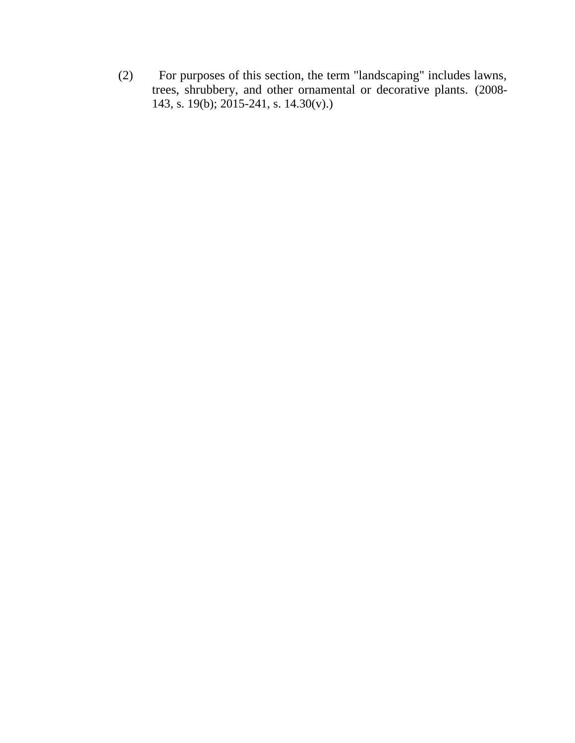(2) For purposes of this section, the term "landscaping" includes lawns, trees, shrubbery, and other ornamental or decorative plants. (2008-143, s. 19(b); 2015-241, s. 14.30(v).)